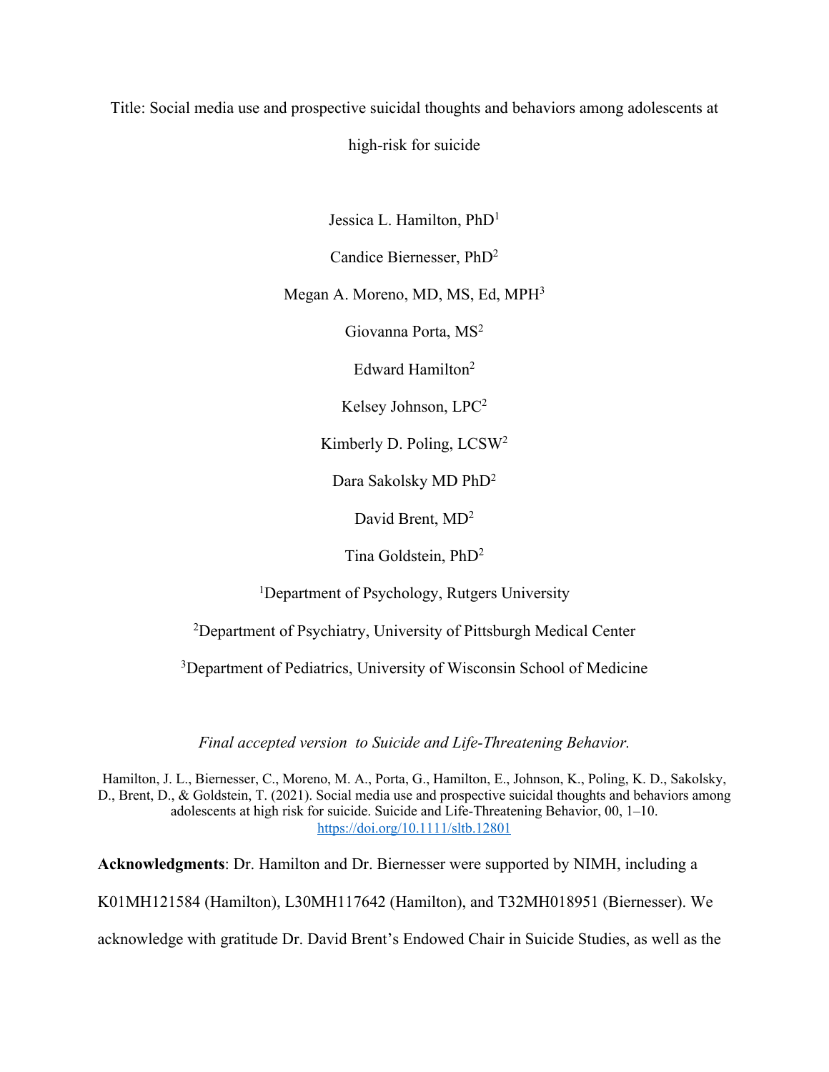Title: Social media use and prospective suicidal thoughts and behaviors among adolescents at high-risk for suicide

Jessica L. Hamilton, PhD[1]

Candice Biernesser, PhD[2]

Megan A. Moreno, MD, MS, Ed, MPH[3]

Giovanna Porta, MS[2]

Edward Hamilton[2]

Kelsey Johnson, LPC[2]

Kimberly D. Poling, LCSW[2]

Dara Sakolsky MD PhD[2]

David Brent, MD[2]

Tina Goldstein, PhD[2]

[1]Department of Psychology, Rutgers University

[2]Department of Psychiatry, University of Pittsburgh Medical Center

[3]Department of Pediatrics, University of Wisconsin School of Medicine

*Final accepted version to Suicide and Life-Threatening Behavior.*

Hamilton, J. L., Biernesser, C., Moreno, M. A., Porta, G., Hamilton, E., Johnson, K., Poling, K. D., Sakolsky, D., Brent, D., & Goldstein, T. (2021). Social media use and prospective suicidal thoughts and behaviors among adolescents at high risk for suicide. Suicide and Life-Threatening Behavior, 00, 1–10. https://doi.org/10.1111/sltb.12801

**Acknowledgments**: Dr. Hamilton and Dr. Biernesser were supported by NIMH, including a K01MH121584 (Hamilton), L30MH117642 (Hamilton), and T32MH018951 (Biernesser). We acknowledge with gratitude Dr. David Brent's Endowed Chair in Suicide Studies, as well as the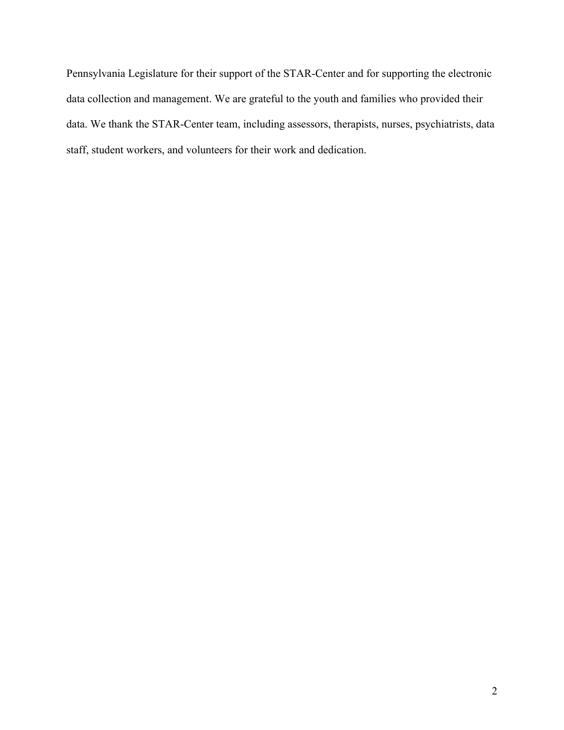Pennsylvania Legislature for their support of the STAR-Center and for supporting the electronic data collection and management. We are grateful to the youth and families who provided their data. We thank the STAR-Center team, including assessors, therapists, nurses, psychiatrists, data staff, student workers, and volunteers for their work and dedication.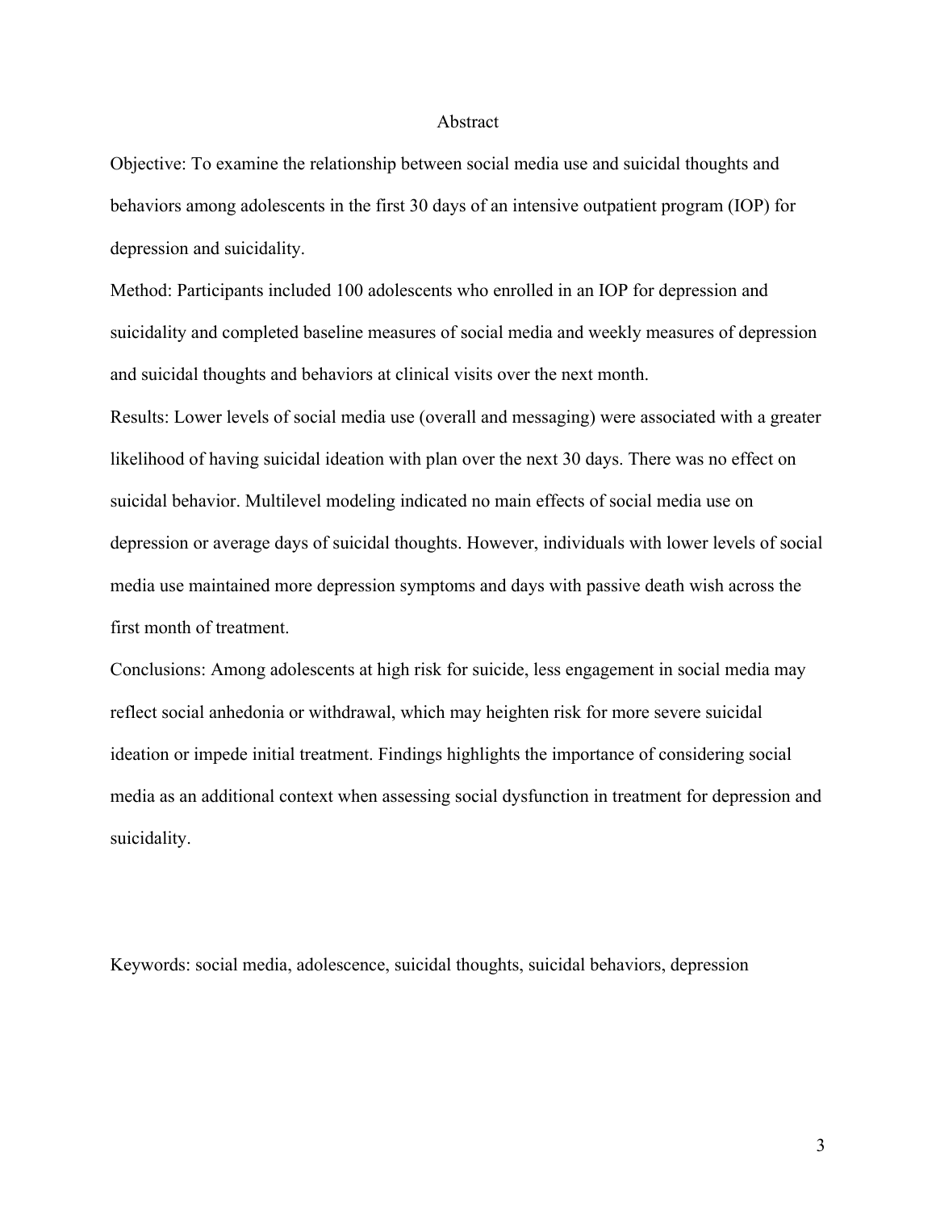## Abstract

Objective: To examine the relationship between social media use and suicidal thoughts and behaviors among adolescents in the first 30 days of an intensive outpatient program (IOP) for depression and suicidality.

Method: Participants included 100 adolescents who enrolled in an IOP for depression and suicidality and completed baseline measures of social media and weekly measures of depression and suicidal thoughts and behaviors at clinical visits over the next month.

Results: Lower levels of social media use (overall and messaging) were associated with a greater likelihood of having suicidal ideation with plan over the next 30 days. There was no effect on suicidal behavior. Multilevel modeling indicated no main effects of social media use on depression or average days of suicidal thoughts. However, individuals with lower levels of social media use maintained more depression symptoms and days with passive death wish across the first month of treatment.

Conclusions: Among adolescents at high risk for suicide, less engagement in social media may reflect social anhedonia or withdrawal, which may heighten risk for more severe suicidal ideation or impede initial treatment. Findings highlights the importance of considering social media as an additional context when assessing social dysfunction in treatment for depression and suicidality.

Keywords: social media, adolescence, suicidal thoughts, suicidal behaviors, depression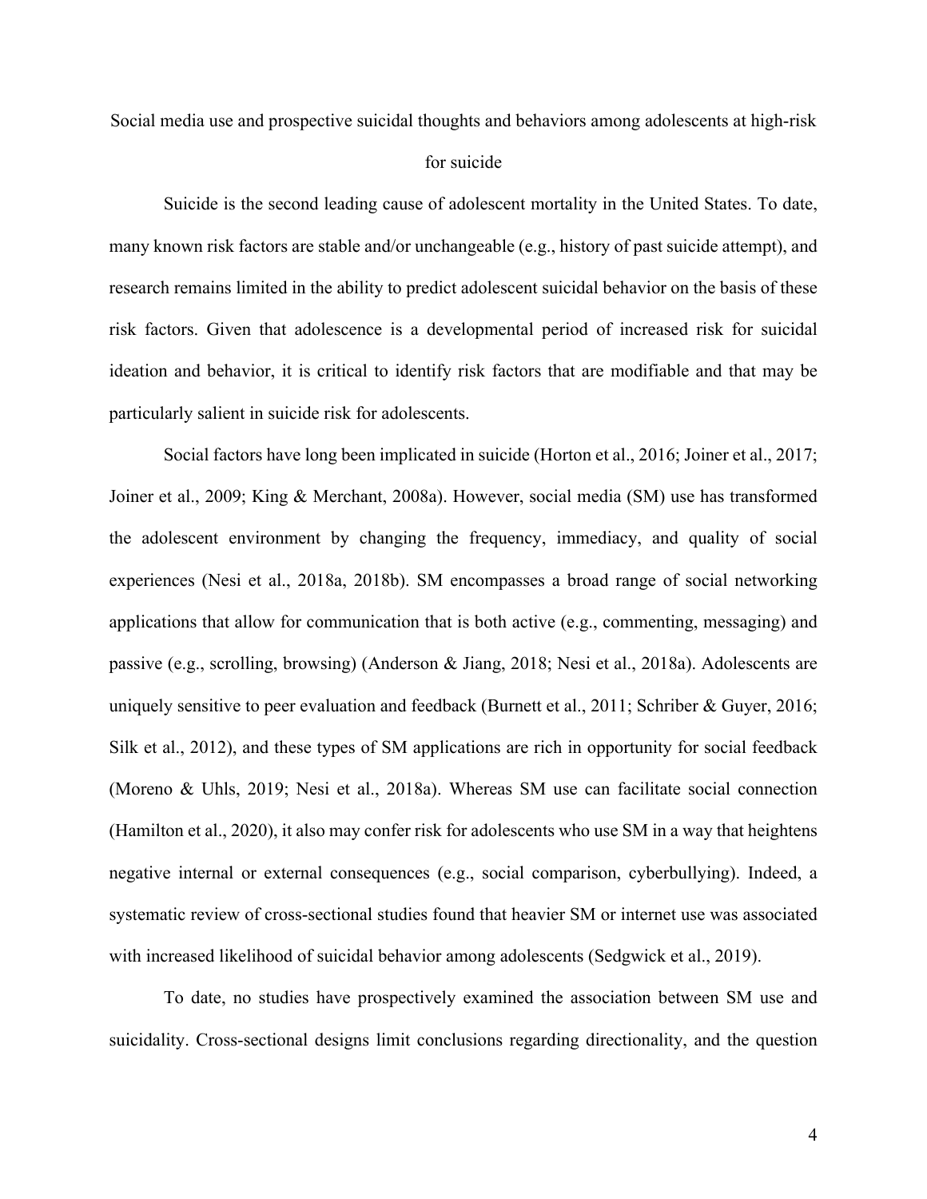# Social media use and prospective suicidal thoughts and behaviors among adolescents at high-risk for suicide

Suicide is the second leading cause of adolescent mortality in the United States. To date, many known risk factors are stable and/or unchangeable (e.g., history of past suicide attempt), and research remains limited in the ability to predict adolescent suicidal behavior on the basis of these risk factors. Given that adolescence is a developmental period of increased risk for suicidal ideation and behavior, it is critical to identify risk factors that are modifiable and that may be particularly salient in suicide risk for adolescents.

Social factors have long been implicated in suicide (Horton et al., 2016; Joiner et al., 2017; Joiner et al., 2009; King & Merchant, 2008a). However, social media (SM) use has transformed the adolescent environment by changing the frequency, immediacy, and quality of social experiences (Nesi et al., 2018a, 2018b). SM encompasses a broad range of social networking applications that allow for communication that is both active (e.g., commenting, messaging) and passive (e.g., scrolling, browsing) (Anderson & Jiang, 2018; Nesi et al., 2018a). Adolescents are uniquely sensitive to peer evaluation and feedback (Burnett et al., 2011; Schriber & Guyer, 2016; Silk et al., 2012), and these types of SM applications are rich in opportunity for social feedback (Moreno & Uhls, 2019; Nesi et al., 2018a). Whereas SM use can facilitate social connection (Hamilton et al., 2020), it also may confer risk for adolescents who use SM in a way that heightens negative internal or external consequences (e.g., social comparison, cyberbullying). Indeed, a systematic review of cross-sectional studies found that heavier SM or internet use was associated with increased likelihood of suicidal behavior among adolescents (Sedgwick et al., 2019).

To date, no studies have prospectively examined the association between SM use and suicidality. Cross-sectional designs limit conclusions regarding directionality, and the question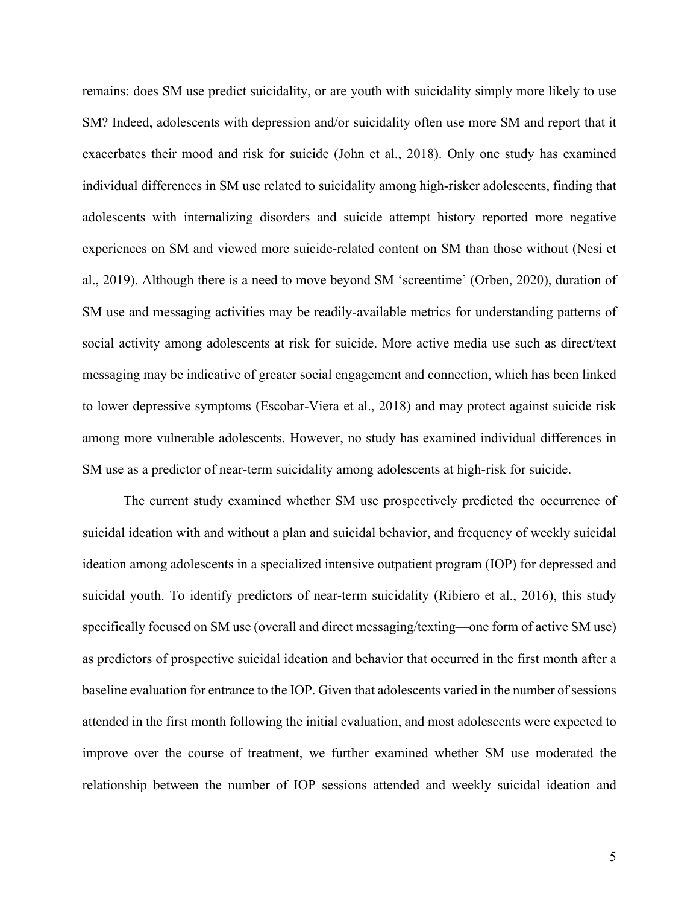remains: does SM use predict suicidality, or are youth with suicidality simply more likely to use SM? Indeed, adolescents with depression and/or suicidality often use more SM and report that it exacerbates their mood and risk for suicide (John et al., 2018). Only one study has examined individual differences in SM use related to suicidality among high-risker adolescents, finding that adolescents with internalizing disorders and suicide attempt history reported more negative experiences on SM and viewed more suicide-related content on SM than those without (Nesi et al., 2019). Although there is a need to move beyond SM 'screentime' (Orben, 2020), duration of SM use and messaging activities may be readily-available metrics for understanding patterns of social activity among adolescents at risk for suicide. More active media use such as direct/text messaging may be indicative of greater social engagement and connection, which has been linked to lower depressive symptoms (Escobar-Viera et al., 2018) and may protect against suicide risk among more vulnerable adolescents. However, no study has examined individual differences in SM use as a predictor of near-term suicidality among adolescents at high-risk for suicide.

The current study examined whether SM use prospectively predicted the occurrence of suicidal ideation with and without a plan and suicidal behavior, and frequency of weekly suicidal ideation among adolescents in a specialized intensive outpatient program (IOP) for depressed and suicidal youth. To identify predictors of near-term suicidality (Ribiero et al., 2016), this study specifically focused on SM use (overall and direct messaging/texting—one form of active SM use) as predictors of prospective suicidal ideation and behavior that occurred in the first month after a baseline evaluation for entrance to the IOP. Given that adolescents varied in the number of sessions attended in the first month following the initial evaluation, and most adolescents were expected to improve over the course of treatment, we further examined whether SM use moderated the relationship between the number of IOP sessions attended and weekly suicidal ideation and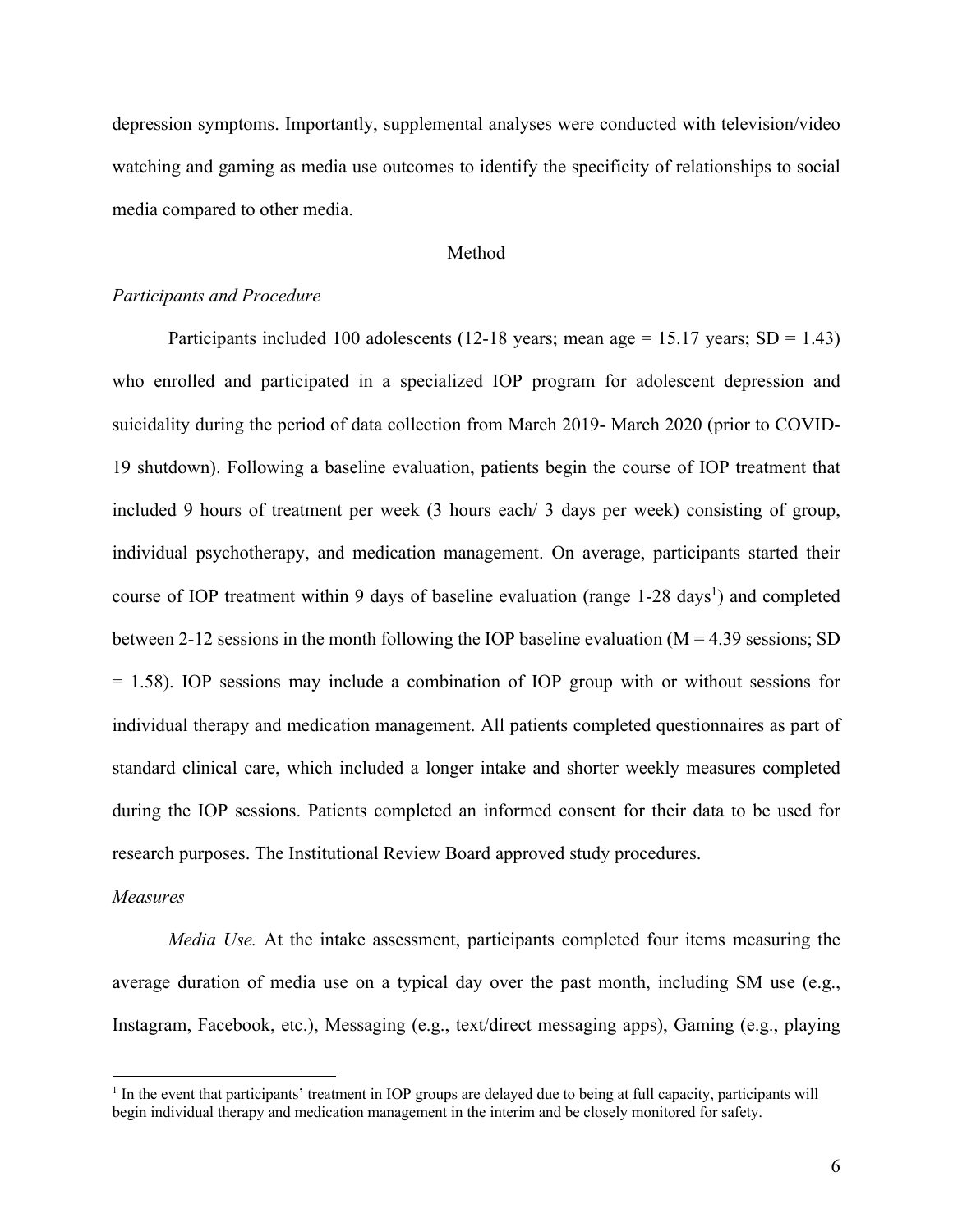depression symptoms. Importantly, supplemental analyses were conducted with television/video watching and gaming as media use outcomes to identify the specificity of relationships to social media compared to other media.

## Method

### *Participants and Procedure*

Participants included 100 adolescents (12-18 years; mean age = 15.17 years; SD = 1.43) who enrolled and participated in a specialized IOP program for adolescent depression and suicidality during the period of data collection from March 2019- March 2020 (prior to COVID-19 shutdown). Following a baseline evaluation, patients begin the course of IOP treatment that included 9 hours of treatment per week (3 hours each/ 3 days per week) consisting of group, individual psychotherapy, and medication management. On average, participants started their course of IOP treatment within 9 days of baseline evaluation (range 1-28 days[1]) and completed between 2-12 sessions in the month following the IOP baseline evaluation (M = 4.39 sessions; SD = 1.58). IOP sessions may include a combination of IOP group with or without sessions for individual therapy and medication management. All patients completed questionnaires as part of standard clinical care, which included a longer intake and shorter weekly measures completed during the IOP sessions. Patients completed an informed consent for their data to be used for research purposes. The Institutional Review Board approved study procedures.

### *Measures*

*Media Use.* At the intake assessment, participants completed four items measuring the average duration of media use on a typical day over the past month, including SM use (e.g., Instagram, Facebook, etc.), Messaging (e.g., text/direct messaging apps), Gaming (e.g., playing

[1] In the event that participants' treatment in IOP groups are delayed due to being at full capacity, participants will begin individual therapy and medication management in the interim and be closely monitored for safety.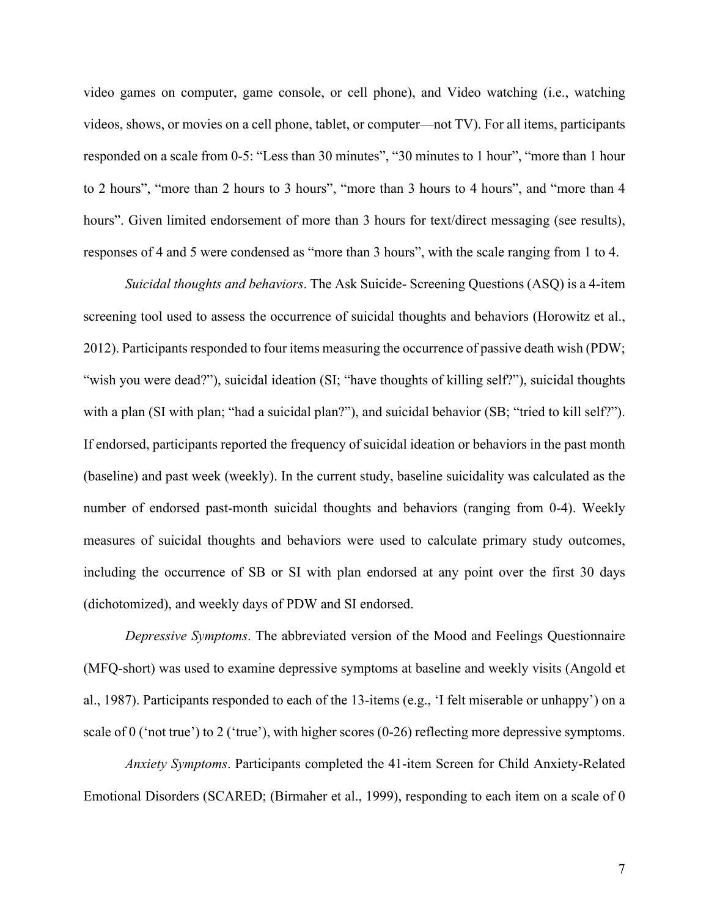video games on computer, game console, or cell phone), and Video watching (i.e., watching videos, shows, or movies on a cell phone, tablet, or computer—not TV). For all items, participants responded on a scale from 0-5: "Less than 30 minutes", "30 minutes to 1 hour", "more than 1 hour to 2 hours", "more than 2 hours to 3 hours", "more than 3 hours to 4 hours", and "more than 4 hours". Given limited endorsement of more than 3 hours for text/direct messaging (see results), responses of 4 and 5 were condensed as "more than 3 hours", with the scale ranging from 1 to 4.

*Suicidal thoughts and behaviors*. The Ask Suicide- Screening Questions (ASQ) is a 4-item screening tool used to assess the occurrence of suicidal thoughts and behaviors (Horowitz et al., 2012). Participants responded to four items measuring the occurrence of passive death wish (PDW; "wish you were dead?"), suicidal ideation (SI; "have thoughts of killing self?"), suicidal thoughts with a plan (SI with plan; "had a suicidal plan?"), and suicidal behavior (SB; "tried to kill self?"). If endorsed, participants reported the frequency of suicidal ideation or behaviors in the past month (baseline) and past week (weekly). In the current study, baseline suicidality was calculated as the number of endorsed past-month suicidal thoughts and behaviors (ranging from 0-4). Weekly measures of suicidal thoughts and behaviors were used to calculate primary study outcomes, including the occurrence of SB or SI with plan endorsed at any point over the first 30 days (dichotomized), and weekly days of PDW and SI endorsed.

*Depressive Symptoms*. The abbreviated version of the Mood and Feelings Questionnaire (MFQ-short) was used to examine depressive symptoms at baseline and weekly visits (Angold et al., 1987). Participants responded to each of the 13-items (e.g., 'I felt miserable or unhappy') on a scale of 0 ('not true') to 2 ('true'), with higher scores (0-26) reflecting more depressive symptoms.

*Anxiety Symptoms*. Participants completed the 41-item Screen for Child Anxiety-Related Emotional Disorders (SCARED; (Birmaher et al., 1999), responding to each item on a scale of 0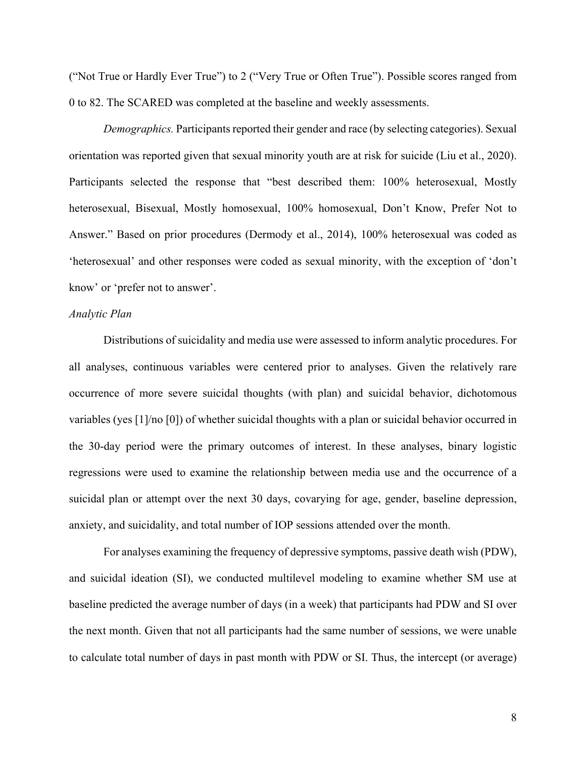("Not True or Hardly Ever True") to 2 ("Very True or Often True"). Possible scores ranged from 0 to 82. The SCARED was completed at the baseline and weekly assessments.

*Demographics.* Participants reported their gender and race (by selecting categories). Sexual orientation was reported given that sexual minority youth are at risk for suicide (Liu et al., 2020). Participants selected the response that "best described them: 100% heterosexual, Mostly heterosexual, Bisexual, Mostly homosexual, 100% homosexual, Don't Know, Prefer Not to Answer." Based on prior procedures (Dermody et al., 2014), 100% heterosexual was coded as 'heterosexual' and other responses were coded as sexual minority, with the exception of 'don't know' or 'prefer not to answer'.

*Analytic Plan*

Distributions of suicidality and media use were assessed to inform analytic procedures. For all analyses, continuous variables were centered prior to analyses. Given the relatively rare occurrence of more severe suicidal thoughts (with plan) and suicidal behavior, dichotomous variables (yes [1]/no [0]) of whether suicidal thoughts with a plan or suicidal behavior occurred in the 30-day period were the primary outcomes of interest. In these analyses, binary logistic regressions were used to examine the relationship between media use and the occurrence of a suicidal plan or attempt over the next 30 days, covarying for age, gender, baseline depression, anxiety, and suicidality, and total number of IOP sessions attended over the month.

For analyses examining the frequency of depressive symptoms, passive death wish (PDW), and suicidal ideation (SI), we conducted multilevel modeling to examine whether SM use at baseline predicted the average number of days (in a week) that participants had PDW and SI over the next month. Given that not all participants had the same number of sessions, we were unable to calculate total number of days in past month with PDW or SI. Thus, the intercept (or average)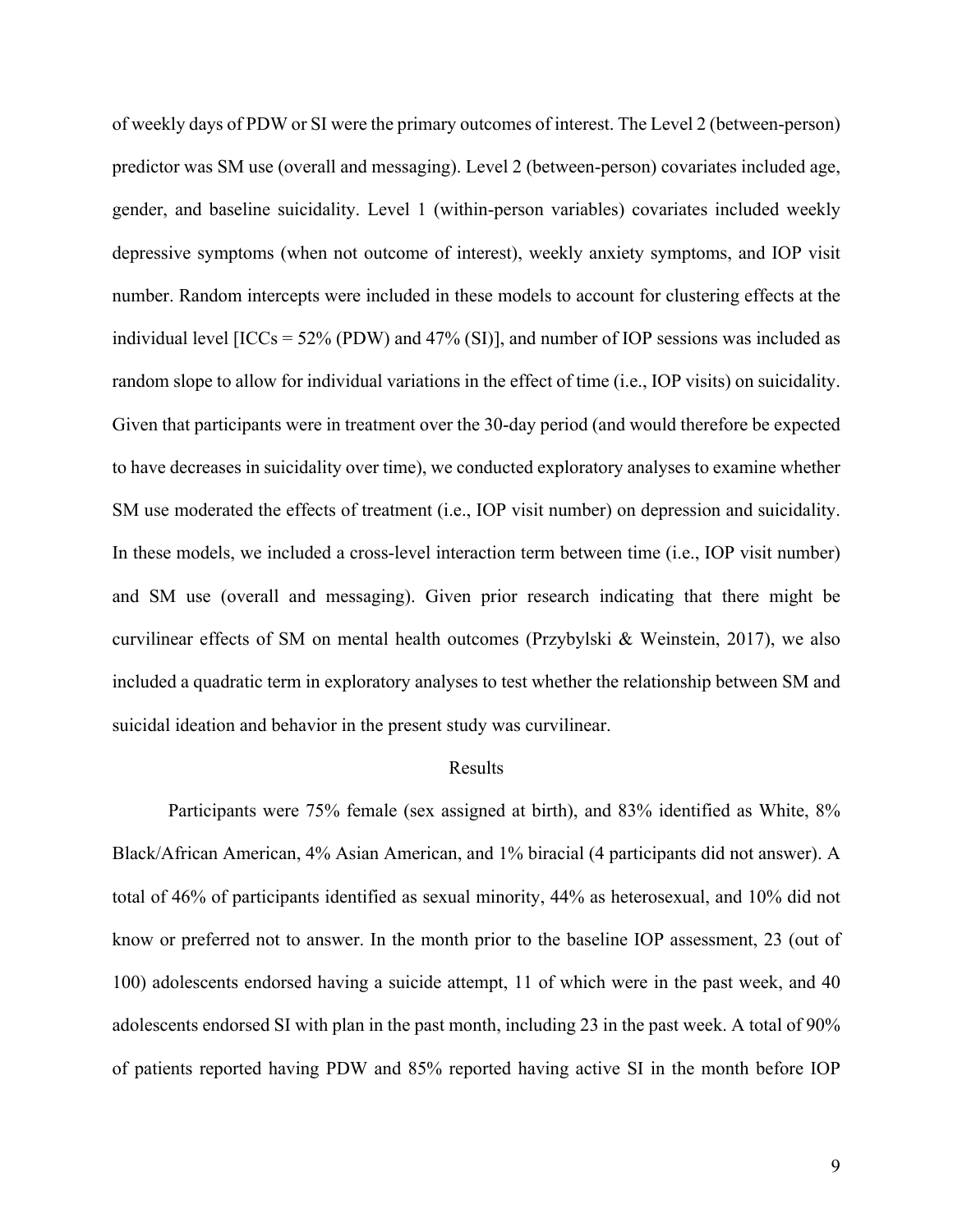of weekly days of PDW or SI were the primary outcomes of interest. The Level 2 (between-person) predictor was SM use (overall and messaging). Level 2 (between-person) covariates included age, gender, and baseline suicidality. Level 1 (within-person variables) covariates included weekly depressive symptoms (when not outcome of interest), weekly anxiety symptoms, and IOP visit number. Random intercepts were included in these models to account for clustering effects at the individual level [ICCs = 52% (PDW) and 47% (SI)], and number of IOP sessions was included as random slope to allow for individual variations in the effect of time (i.e., IOP visits) on suicidality. Given that participants were in treatment over the 30-day period (and would therefore be expected to have decreases in suicidality over time), we conducted exploratory analyses to examine whether SM use moderated the effects of treatment (i.e., IOP visit number) on depression and suicidality. In these models, we included a cross-level interaction term between time (i.e., IOP visit number) and SM use (overall and messaging). Given prior research indicating that there might be curvilinear effects of SM on mental health outcomes (Przybylski & Weinstein, 2017), we also included a quadratic term in exploratory analyses to test whether the relationship between SM and suicidal ideation and behavior in the present study was curvilinear.

## Results

Participants were 75% female (sex assigned at birth), and 83% identified as White, 8% Black/African American, 4% Asian American, and 1% biracial (4 participants did not answer). A total of 46% of participants identified as sexual minority, 44% as heterosexual, and 10% did not know or preferred not to answer. In the month prior to the baseline IOP assessment, 23 (out of 100) adolescents endorsed having a suicide attempt, 11 of which were in the past week, and 40 adolescents endorsed SI with plan in the past month, including 23 in the past week. A total of 90% of patients reported having PDW and 85% reported having active SI in the month before IOP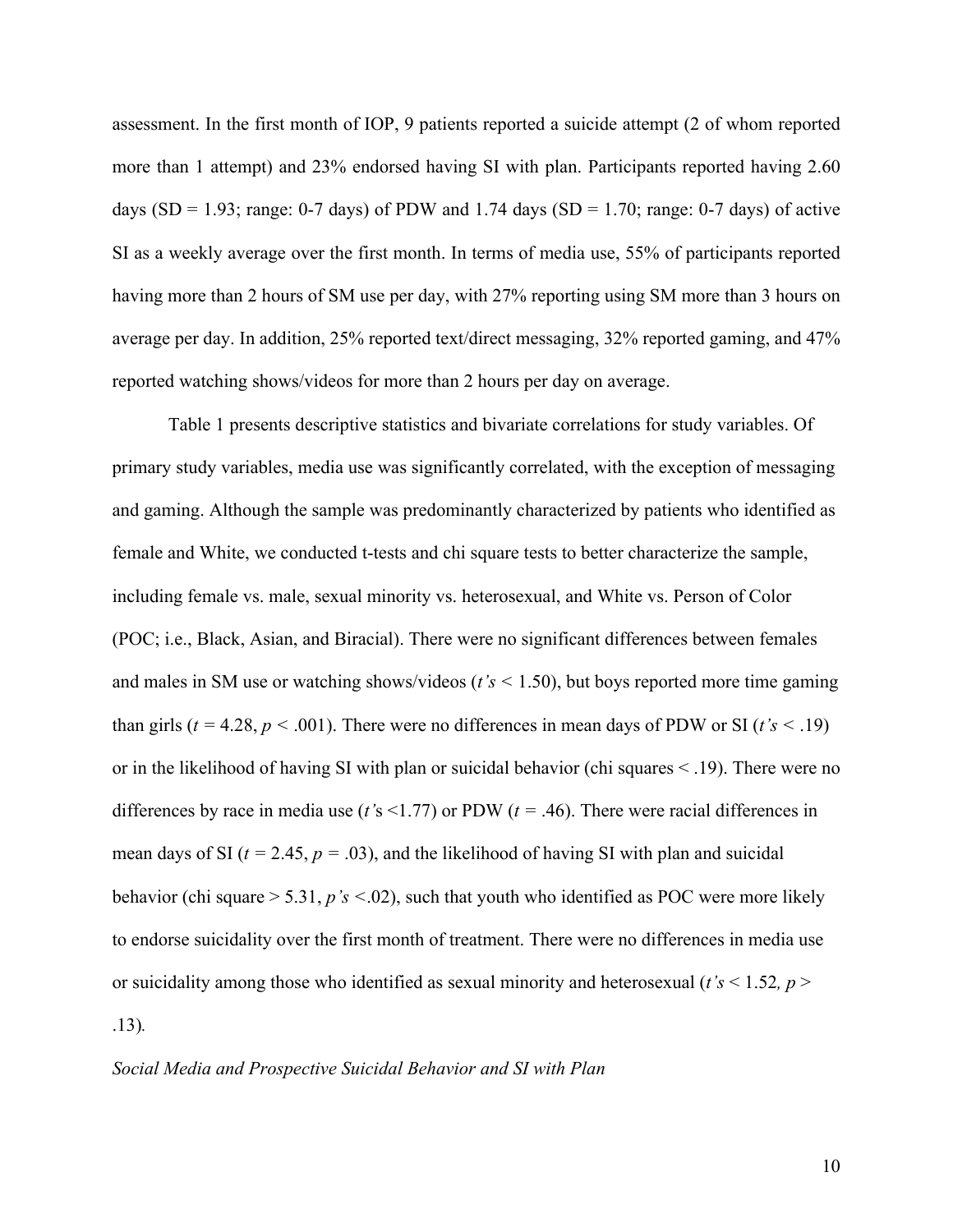assessment. In the first month of IOP, 9 patients reported a suicide attempt (2 of whom reported more than 1 attempt) and 23% endorsed having SI with plan. Participants reported having 2.60 days (SD = 1.93; range: 0-7 days) of PDW and 1.74 days (SD = 1.70; range: 0-7 days) of active SI as a weekly average over the first month. In terms of media use, 55% of participants reported having more than 2 hours of SM use per day, with 27% reporting using SM more than 3 hours on average per day. In addition, 25% reported text/direct messaging, 32% reported gaming, and 47% reported watching shows/videos for more than 2 hours per day on average.

Table 1 presents descriptive statistics and bivariate correlations for study variables. Of primary study variables, media use was significantly correlated, with the exception of messaging and gaming. Although the sample was predominantly characterized by patients who identified as female and White, we conducted t-tests and chi square tests to better characterize the sample, including female vs. male, sexual minority vs. heterosexual, and White vs. Person of Color (POC; i.e., Black, Asian, and Biracial). There were no significant differences between females and males in SM use or watching shows/videos (*t's* < 1.50), but boys reported more time gaming than girls ($t = 4.28$, $p < .001$). There were no differences in mean days of PDW or SI (*t's* < .19) or in the likelihood of having SI with plan or suicidal behavior (chi squares < .19). There were no differences by race in media use (*t'*s <1.77) or PDW ($t = .46$). There were racial differences in mean days of SI ($t = 2.45$, $p = .03$), and the likelihood of having SI with plan and suicidal behavior (chi square > 5.31, *p's* <.02), such that youth who identified as POC were more likely to endorse suicidality over the first month of treatment. There were no differences in media use or suicidality among those who identified as sexual minority and heterosexual (*t's* < 1.52*, p* > .13).

*Social Media and Prospective Suicidal Behavior and SI with Plan*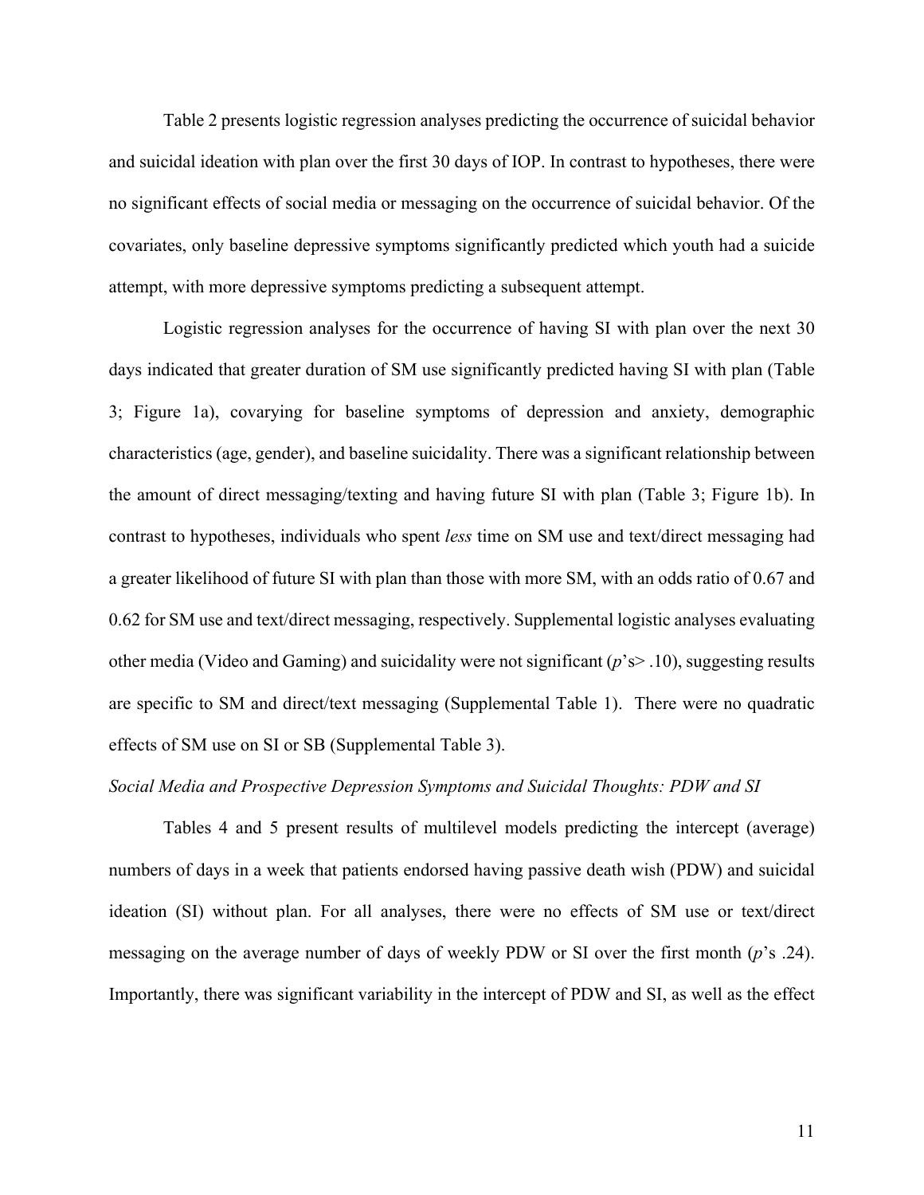Table 2 presents logistic regression analyses predicting the occurrence of suicidal behavior and suicidal ideation with plan over the first 30 days of IOP. In contrast to hypotheses, there were no significant effects of social media or messaging on the occurrence of suicidal behavior. Of the covariates, only baseline depressive symptoms significantly predicted which youth had a suicide attempt, with more depressive symptoms predicting a subsequent attempt.

Logistic regression analyses for the occurrence of having SI with plan over the next 30 days indicated that greater duration of SM use significantly predicted having SI with plan (Table 3; Figure 1a), covarying for baseline symptoms of depression and anxiety, demographic characteristics (age, gender), and baseline suicidality. There was a significant relationship between the amount of direct messaging/texting and having future SI with plan (Table 3; Figure 1b). In contrast to hypotheses, individuals who spent *less* time on SM use and text/direct messaging had a greater likelihood of future SI with plan than those with more SM, with an odds ratio of 0.67 and 0.62 for SM use and text/direct messaging, respectively. Supplemental logistic analyses evaluating other media (Video and Gaming) and suicidality were not significant ($p$'s> .10), suggesting results are specific to SM and direct/text messaging (Supplemental Table 1). There were no quadratic effects of SM use on SI or SB (Supplemental Table 3).

*Social Media and Prospective Depression Symptoms and Suicidal Thoughts: PDW and SI*

Tables 4 and 5 present results of multilevel models predicting the intercept (average) numbers of days in a week that patients endorsed having passive death wish (PDW) and suicidal ideation (SI) without plan. For all analyses, there were no effects of SM use or text/direct messaging on the average number of days of weekly PDW or SI over the first month ($p$'s .24). Importantly, there was significant variability in the intercept of PDW and SI, as well as the effect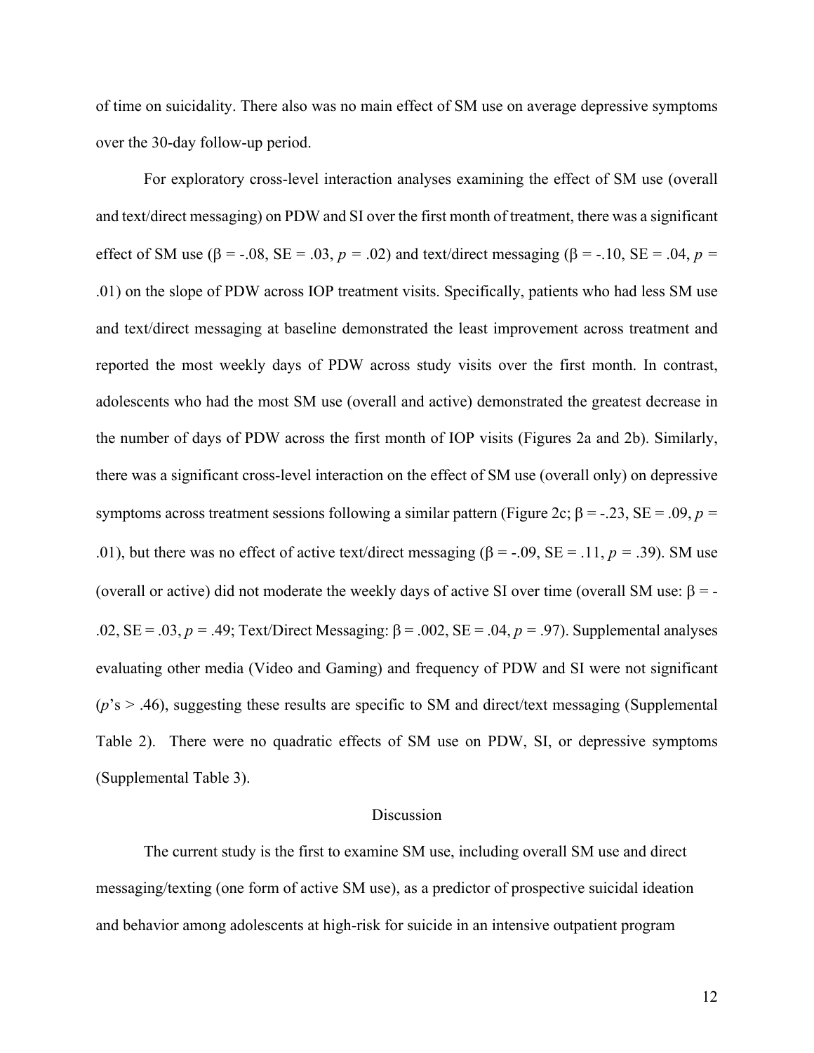of time on suicidality. There also was no main effect of SM use on average depressive symptoms over the 30-day follow-up period.

For exploratory cross-level interaction analyses examining the effect of SM use (overall and text/direct messaging) on PDW and SI over the first month of treatment, there was a significant effect of SM use ($\beta = -.08$, SE = .03, $p = .02$) and text/direct messaging ($\beta = -.10$, SE = .04, $p = .01$) on the slope of PDW across IOP treatment visits. Specifically, patients who had less SM use and text/direct messaging at baseline demonstrated the least improvement across treatment and reported the most weekly days of PDW across study visits over the first month. In contrast, adolescents who had the most SM use (overall and active) demonstrated the greatest decrease in the number of days of PDW across the first month of IOP visits (Figures 2a and 2b). Similarly, there was a significant cross-level interaction on the effect of SM use (overall only) on depressive symptoms across treatment sessions following a similar pattern (Figure 2c; $\beta = -.23$, SE = .09, $p = .01$), but there was no effect of active text/direct messaging ($\beta = -.09$, SE = .11, $p = .39$). SM use (overall or active) did not moderate the weekly days of active SI over time (overall SM use: $\beta = -.02$, SE = .03, $p = .49$; Text/Direct Messaging: $\beta = .002$, SE = .04, $p = .97$). Supplemental analyses evaluating other media (Video and Gaming) and frequency of PDW and SI were not significant ($p$'s > .46), suggesting these results are specific to SM and direct/text messaging (Supplemental Table 2). There were no quadratic effects of SM use on PDW, SI, or depressive symptoms (Supplemental Table 3).

## Discussion

The current study is the first to examine SM use, including overall SM use and direct messaging/texting (one form of active SM use), as a predictor of prospective suicidal ideation and behavior among adolescents at high-risk for suicide in an intensive outpatient program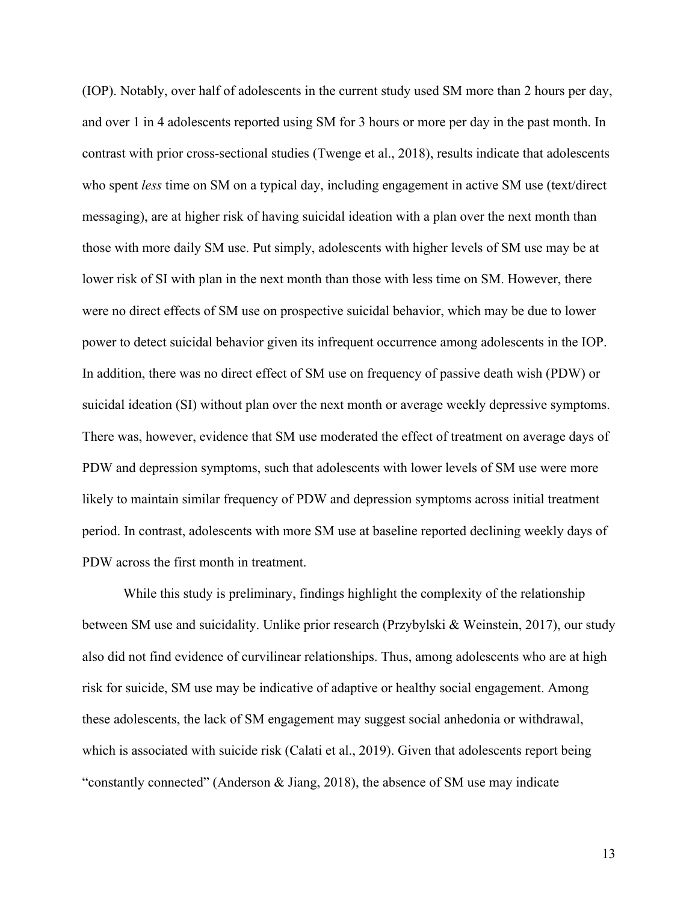(IOP). Notably, over half of adolescents in the current study used SM more than 2 hours per day, and over 1 in 4 adolescents reported using SM for 3 hours or more per day in the past month. In contrast with prior cross-sectional studies (Twenge et al., 2018), results indicate that adolescents who spent *less* time on SM on a typical day, including engagement in active SM use (text/direct messaging), are at higher risk of having suicidal ideation with a plan over the next month than those with more daily SM use. Put simply, adolescents with higher levels of SM use may be at lower risk of SI with plan in the next month than those with less time on SM. However, there were no direct effects of SM use on prospective suicidal behavior, which may be due to lower power to detect suicidal behavior given its infrequent occurrence among adolescents in the IOP. In addition, there was no direct effect of SM use on frequency of passive death wish (PDW) or suicidal ideation (SI) without plan over the next month or average weekly depressive symptoms. There was, however, evidence that SM use moderated the effect of treatment on average days of PDW and depression symptoms, such that adolescents with lower levels of SM use were more likely to maintain similar frequency of PDW and depression symptoms across initial treatment period. In contrast, adolescents with more SM use at baseline reported declining weekly days of PDW across the first month in treatment.

While this study is preliminary, findings highlight the complexity of the relationship between SM use and suicidality. Unlike prior research (Przybylski & Weinstein, 2017), our study also did not find evidence of curvilinear relationships. Thus, among adolescents who are at high risk for suicide, SM use may be indicative of adaptive or healthy social engagement. Among these adolescents, the lack of SM engagement may suggest social anhedonia or withdrawal, which is associated with suicide risk (Calati et al., 2019). Given that adolescents report being "constantly connected" (Anderson & Jiang, 2018), the absence of SM use may indicate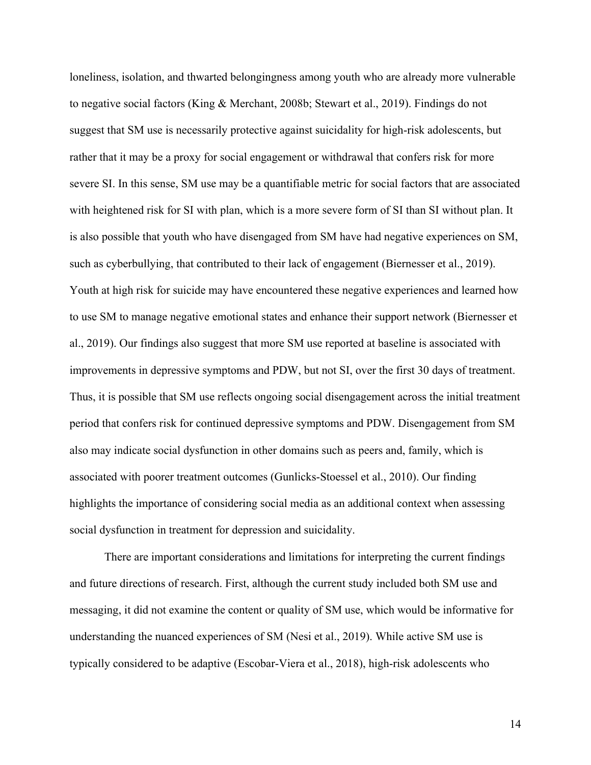loneliness, isolation, and thwarted belongingness among youth who are already more vulnerable to negative social factors (King & Merchant, 2008b; Stewart et al., 2019). Findings do not suggest that SM use is necessarily protective against suicidality for high-risk adolescents, but rather that it may be a proxy for social engagement or withdrawal that confers risk for more severe SI. In this sense, SM use may be a quantifiable metric for social factors that are associated with heightened risk for SI with plan, which is a more severe form of SI than SI without plan. It is also possible that youth who have disengaged from SM have had negative experiences on SM, such as cyberbullying, that contributed to their lack of engagement (Biernesser et al., 2019). Youth at high risk for suicide may have encountered these negative experiences and learned how to use SM to manage negative emotional states and enhance their support network (Biernesser et al., 2019). Our findings also suggest that more SM use reported at baseline is associated with improvements in depressive symptoms and PDW, but not SI, over the first 30 days of treatment. Thus, it is possible that SM use reflects ongoing social disengagement across the initial treatment period that confers risk for continued depressive symptoms and PDW. Disengagement from SM also may indicate social dysfunction in other domains such as peers and, family, which is associated with poorer treatment outcomes (Gunlicks-Stoessel et al., 2010). Our finding highlights the importance of considering social media as an additional context when assessing social dysfunction in treatment for depression and suicidality.

There are important considerations and limitations for interpreting the current findings and future directions of research. First, although the current study included both SM use and messaging, it did not examine the content or quality of SM use, which would be informative for understanding the nuanced experiences of SM (Nesi et al., 2019). While active SM use is typically considered to be adaptive (Escobar-Viera et al., 2018), high-risk adolescents who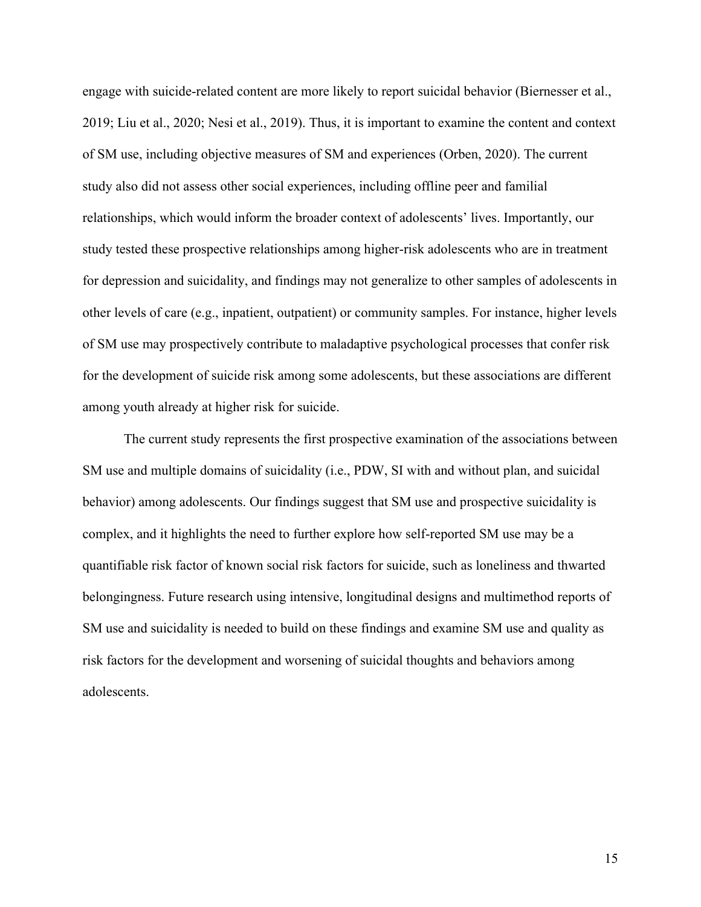engage with suicide-related content are more likely to report suicidal behavior (Biernesser et al., 2019; Liu et al., 2020; Nesi et al., 2019). Thus, it is important to examine the content and context of SM use, including objective measures of SM and experiences (Orben, 2020). The current study also did not assess other social experiences, including offline peer and familial relationships, which would inform the broader context of adolescents' lives. Importantly, our study tested these prospective relationships among higher-risk adolescents who are in treatment for depression and suicidality, and findings may not generalize to other samples of adolescents in other levels of care (e.g., inpatient, outpatient) or community samples. For instance, higher levels of SM use may prospectively contribute to maladaptive psychological processes that confer risk for the development of suicide risk among some adolescents, but these associations are different among youth already at higher risk for suicide.

The current study represents the first prospective examination of the associations between SM use and multiple domains of suicidality (i.e., PDW, SI with and without plan, and suicidal behavior) among adolescents. Our findings suggest that SM use and prospective suicidality is complex, and it highlights the need to further explore how self-reported SM use may be a quantifiable risk factor of known social risk factors for suicide, such as loneliness and thwarted belongingness. Future research using intensive, longitudinal designs and multimethod reports of SM use and suicidality is needed to build on these findings and examine SM use and quality as risk factors for the development and worsening of suicidal thoughts and behaviors among adolescents.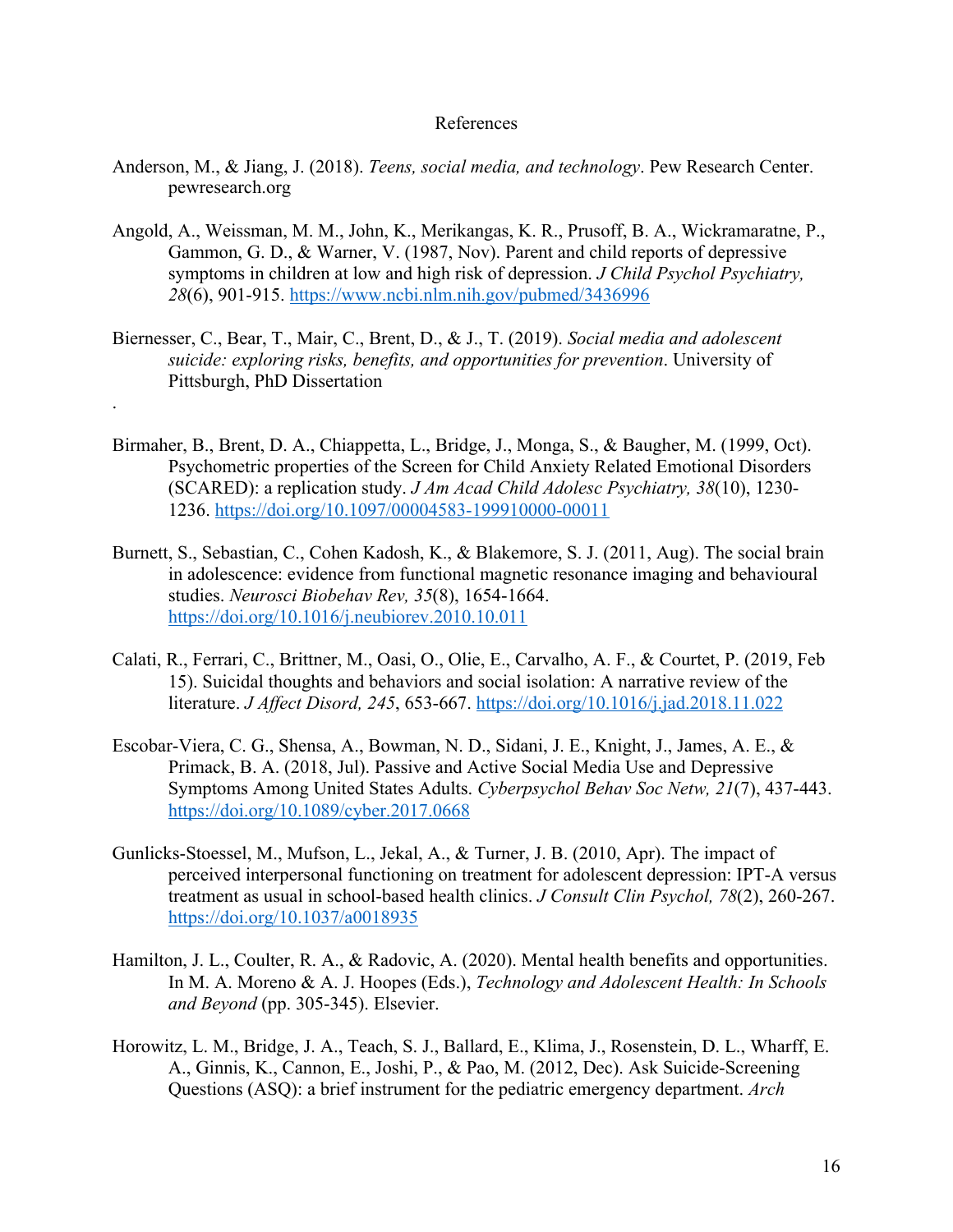# References

Anderson, M., & Jiang, J. (2018). *Teens, social media, and technology*. Pew Research Center. pewresearch.org

Angold, A., Weissman, M. M., John, K., Merikangas, K. R., Prusoff, B. A., Wickramaratne, P., Gammon, G. D., & Warner, V. (1987, Nov). Parent and child reports of depressive symptoms in children at low and high risk of depression. *J Child Psychol Psychiatry, 28*(6), 901-915. https://www.ncbi.nlm.nih.gov/pubmed/3436996

Biernesser, C., Bear, T., Mair, C., Brent, D., & J., T. (2019). *Social media and adolescent suicide: exploring risks, benefits, and opportunities for prevention*. University of Pittsburgh, PhD Dissertation

.

Birmaher, B., Brent, D. A., Chiappetta, L., Bridge, J., Monga, S., & Baugher, M. (1999, Oct). Psychometric properties of the Screen for Child Anxiety Related Emotional Disorders (SCARED): a replication study. *J Am Acad Child Adolesc Psychiatry, 38*(10), 1230-1236. https://doi.org/10.1097/00004583-199910000-00011

Burnett, S., Sebastian, C., Cohen Kadosh, K., & Blakemore, S. J. (2011, Aug). The social brain in adolescence: evidence from functional magnetic resonance imaging and behavioural studies. *Neurosci Biobehav Rev, 35*(8), 1654-1664. https://doi.org/10.1016/j.neubiorev.2010.10.011

Calati, R., Ferrari, C., Brittner, M., Oasi, O., Olie, E., Carvalho, A. F., & Courtet, P. (2019, Feb 15). Suicidal thoughts and behaviors and social isolation: A narrative review of the literature. *J Affect Disord, 245*, 653-667. https://doi.org/10.1016/j.jad.2018.11.022

Escobar-Viera, C. G., Shensa, A., Bowman, N. D., Sidani, J. E., Knight, J., James, A. E., & Primack, B. A. (2018, Jul). Passive and Active Social Media Use and Depressive Symptoms Among United States Adults. *Cyberpsychol Behav Soc Netw, 21*(7), 437-443. https://doi.org/10.1089/cyber.2017.0668

Gunlicks-Stoessel, M., Mufson, L., Jekal, A., & Turner, J. B. (2010, Apr). The impact of perceived interpersonal functioning on treatment for adolescent depression: IPT-A versus treatment as usual in school-based health clinics. *J Consult Clin Psychol, 78*(2), 260-267. https://doi.org/10.1037/a0018935

Hamilton, J. L., Coulter, R. A., & Radovic, A. (2020). Mental health benefits and opportunities. In M. A. Moreno & A. J. Hoopes (Eds.), *Technology and Adolescent Health: In Schools and Beyond* (pp. 305-345). Elsevier.

Horowitz, L. M., Bridge, J. A., Teach, S. J., Ballard, E., Klima, J., Rosenstein, D. L., Wharff, E. A., Ginnis, K., Cannon, E., Joshi, P., & Pao, M. (2012, Dec). Ask Suicide-Screening Questions (ASQ): a brief instrument for the pediatric emergency department. *Arch*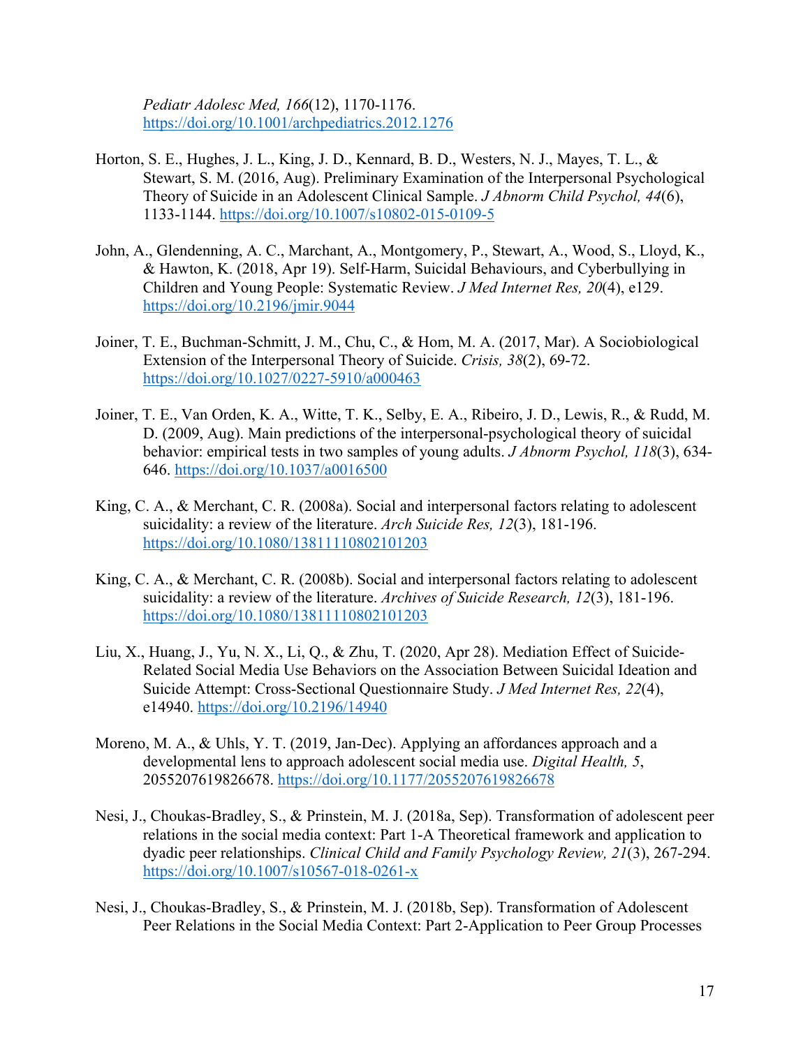*Pediatr Adolesc Med, 166*(12), 1170-1176. https://doi.org/10.1001/archpediatrics.2012.1276

Horton, S. E., Hughes, J. L., King, J. D., Kennard, B. D., Westers, N. J., Mayes, T. L., & Stewart, S. M. (2016, Aug). Preliminary Examination of the Interpersonal Psychological Theory of Suicide in an Adolescent Clinical Sample. *J Abnorm Child Psychol, 44*(6), 1133-1144. https://doi.org/10.1007/s10802-015-0109-5

John, A., Glendenning, A. C., Marchant, A., Montgomery, P., Stewart, A., Wood, S., Lloyd, K., & Hawton, K. (2018, Apr 19). Self-Harm, Suicidal Behaviours, and Cyberbullying in Children and Young People: Systematic Review. *J Med Internet Res, 20*(4), e129. https://doi.org/10.2196/jmir.9044

Joiner, T. E., Buchman-Schmitt, J. M., Chu, C., & Hom, M. A. (2017, Mar). A Sociobiological Extension of the Interpersonal Theory of Suicide. *Crisis, 38*(2), 69-72. https://doi.org/10.1027/0227-5910/a000463

Joiner, T. E., Van Orden, K. A., Witte, T. K., Selby, E. A., Ribeiro, J. D., Lewis, R., & Rudd, M. D. (2009, Aug). Main predictions of the interpersonal-psychological theory of suicidal behavior: empirical tests in two samples of young adults. *J Abnorm Psychol, 118*(3), 634-646. https://doi.org/10.1037/a0016500

King, C. A., & Merchant, C. R. (2008a). Social and interpersonal factors relating to adolescent suicidality: a review of the literature. *Arch Suicide Res, 12*(3), 181-196. https://doi.org/10.1080/13811110802101203

King, C. A., & Merchant, C. R. (2008b). Social and interpersonal factors relating to adolescent suicidality: a review of the literature. *Archives of Suicide Research, 12*(3), 181-196. https://doi.org/10.1080/13811110802101203

Liu, X., Huang, J., Yu, N. X., Li, Q., & Zhu, T. (2020, Apr 28). Mediation Effect of Suicide-Related Social Media Use Behaviors on the Association Between Suicidal Ideation and Suicide Attempt: Cross-Sectional Questionnaire Study. *J Med Internet Res, 22*(4), e14940. https://doi.org/10.2196/14940

Moreno, M. A., & Uhls, Y. T. (2019, Jan-Dec). Applying an affordances approach and a developmental lens to approach adolescent social media use. *Digital Health, 5*, 2055207619826678. https://doi.org/10.1177/2055207619826678

Nesi, J., Choukas-Bradley, S., & Prinstein, M. J. (2018a, Sep). Transformation of adolescent peer relations in the social media context: Part 1-A Theoretical framework and application to dyadic peer relationships. *Clinical Child and Family Psychology Review, 21*(3), 267-294. https://doi.org/10.1007/s10567-018-0261-x

Nesi, J., Choukas-Bradley, S., & Prinstein, M. J. (2018b, Sep). Transformation of Adolescent Peer Relations in the Social Media Context: Part 2-Application to Peer Group Processes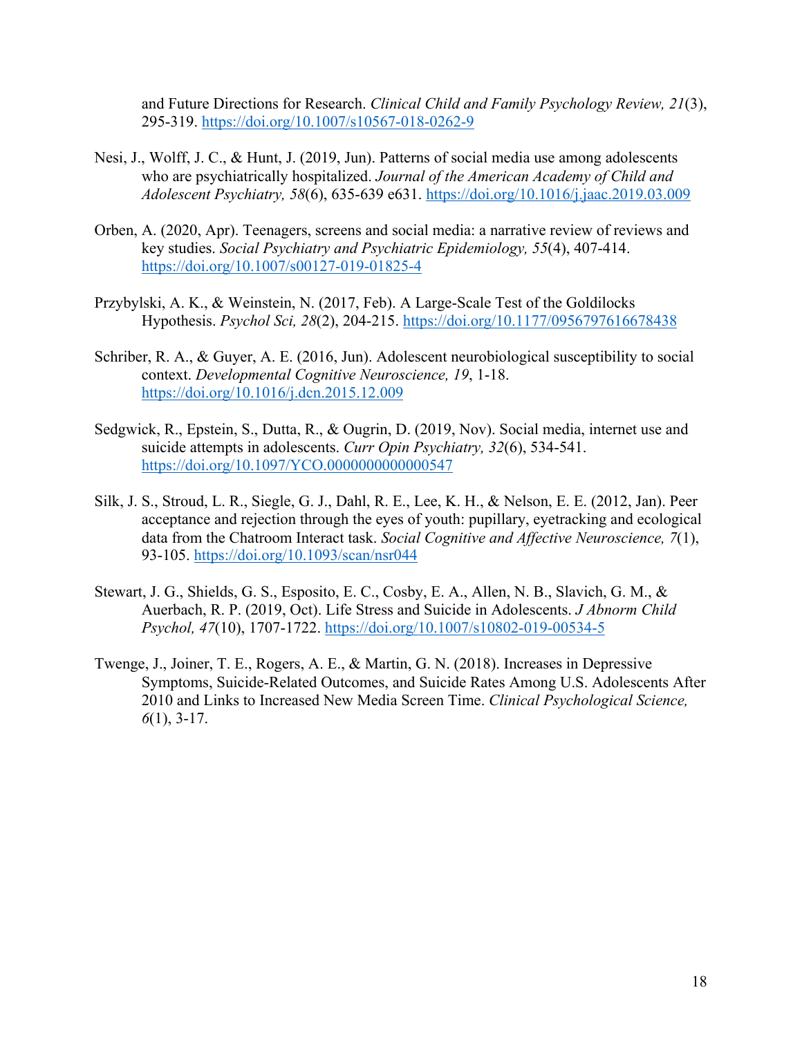and Future Directions for Research. *Clinical Child and Family Psychology Review, 21*(3), 295-319. https://doi.org/10.1007/s10567-018-0262-9

Nesi, J., Wolff, J. C., & Hunt, J. (2019, Jun). Patterns of social media use among adolescents who are psychiatrically hospitalized. *Journal of the American Academy of Child and Adolescent Psychiatry, 58*(6), 635-639 e631. https://doi.org/10.1016/j.jaac.2019.03.009

Orben, A. (2020, Apr). Teenagers, screens and social media: a narrative review of reviews and key studies. *Social Psychiatry and Psychiatric Epidemiology, 55*(4), 407-414. https://doi.org/10.1007/s00127-019-01825-4

Przybylski, A. K., & Weinstein, N. (2017, Feb). A Large-Scale Test of the Goldilocks Hypothesis. *Psychol Sci, 28*(2), 204-215. https://doi.org/10.1177/0956797616678438

Schriber, R. A., & Guyer, A. E. (2016, Jun). Adolescent neurobiological susceptibility to social context. *Developmental Cognitive Neuroscience, 19*, 1-18. https://doi.org/10.1016/j.dcn.2015.12.009

Sedgwick, R., Epstein, S., Dutta, R., & Ougrin, D. (2019, Nov). Social media, internet use and suicide attempts in adolescents. *Curr Opin Psychiatry, 32*(6), 534-541. https://doi.org/10.1097/YCO.0000000000000547

Silk, J. S., Stroud, L. R., Siegle, G. J., Dahl, R. E., Lee, K. H., & Nelson, E. E. (2012, Jan). Peer acceptance and rejection through the eyes of youth: pupillary, eyetracking and ecological data from the Chatroom Interact task. *Social Cognitive and Affective Neuroscience, 7*(1), 93-105. https://doi.org/10.1093/scan/nsr044

Stewart, J. G., Shields, G. S., Esposito, E. C., Cosby, E. A., Allen, N. B., Slavich, G. M., & Auerbach, R. P. (2019, Oct). Life Stress and Suicide in Adolescents. *J Abnorm Child Psychol, 47*(10), 1707-1722. https://doi.org/10.1007/s10802-019-00534-5

Twenge, J., Joiner, T. E., Rogers, A. E., & Martin, G. N. (2018). Increases in Depressive Symptoms, Suicide-Related Outcomes, and Suicide Rates Among U.S. Adolescents After 2010 and Links to Increased New Media Screen Time. *Clinical Psychological Science, 6*(1), 3-17.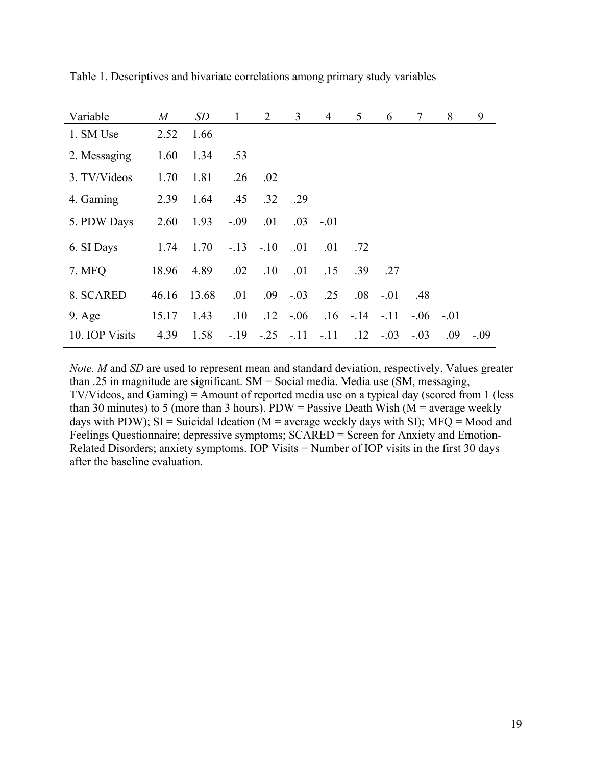Table 1. Descriptives and bivariate correlations among primary study variables

| Variable | *M* | *SD* | 1 | 2 | 3 | 4 | 5 | 6 | 7 | 8 | 9 |
|---|---|---|---|---|---|---|---|---|---|---|---|
| 1. SM Use | 2.52 | 1.66 | | | | | | | | | |
| 2. Messaging | 1.60 | 1.34 | .53 | | | | | | | | |
| 3. TV/Videos | 1.70 | 1.81 | .26 | .02 | | | | | | | |
| 4. Gaming | 2.39 | 1.64 | .45 | .32 | .29 | | | | | | |
| 5. PDW Days | 2.60 | 1.93 | -.09 | .01 | .03 | -.01 | | | | | |
| 6. SI Days | 1.74 | 1.70 | -.13 | -.10 | .01 | .01 | .72 | | | | |
| 7. MFQ | 18.96 | 4.89 | .02 | .10 | .01 | .15 | .39 | .27 | | | |
| 8. SCARED | 46.16 | 13.68 | .01 | .09 | -.03 | .25 | .08 | -.01 | .48 | | |
| 9. Age | 15.17 | 1.43 | .10 | .12 | -.06 | .16 | -.14 | -.11 | -.06 | -.01 | |
| 10. IOP Visits | 4.39 | 1.58 | -.19 | -.25 | -.11 | -.11 | .12 | -.03 | -.03 | .09 | -.09 |

*Note. M* and *SD* are used to represent mean and standard deviation, respectively. Values greater than .25 in magnitude are significant. SM = Social media. Media use (SM, messaging, TV/Videos, and Gaming) = Amount of reported media use on a typical day (scored from 1 (less than 30 minutes) to 5 (more than 3 hours). PDW = Passive Death Wish (M = average weekly days with PDW); SI = Suicidal Ideation (M = average weekly days with SI); MFQ = Mood and Feelings Questionnaire; depressive symptoms; SCARED = Screen for Anxiety and Emotion-Related Disorders; anxiety symptoms. IOP Visits = Number of IOP visits in the first 30 days after the baseline evaluation.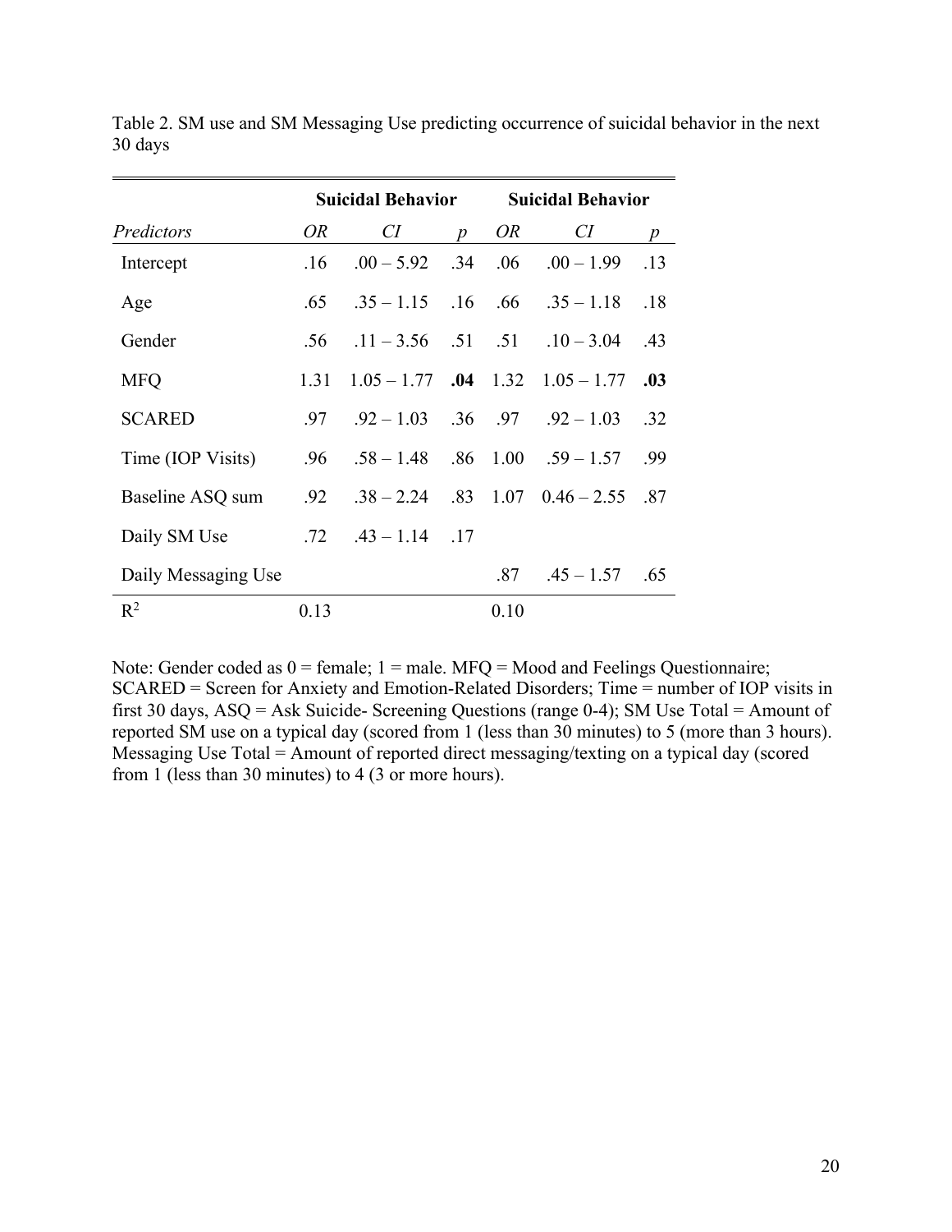Table 2. SM use and SM Messaging Use predicting occurrence of suicidal behavior in the next 30 days

| | Suicidal Behavior | | | Suicidal Behavior | | |
|---|---|---|---|---|---|---|
| *Predictors* | *OR* | *CI* | *p* | *OR* | *CI* | *p* |
| Intercept | .16 | .00 – 5.92 | .34 | .06 | .00 – 1.99 | .13 |
| Age | .65 | .35 – 1.15 | .16 | .66 | .35 – 1.18 | .18 |
| Gender | .56 | .11 – 3.56 | .51 | .51 | .10 – 3.04 | .43 |
| MFQ | 1.31 | 1.05 – 1.77 | **.04** | 1.32 | 1.05 – 1.77 | **.03** |
| SCARED | .97 | .92 – 1.03 | .36 | .97 | .92 – 1.03 | .32 |
| Time (IOP Visits) | .96 | .58 – 1.48 | .86 | 1.00 | .59 – 1.57 | .99 |
| Baseline ASQ sum | .92 | .38 – 2.24 | .83 | 1.07 | 0.46 – 2.55 | .87 |
| Daily SM Use | .72 | .43 – 1.14 | .17 | | | |
| Daily Messaging Use | | | | .87 | .45 – 1.57 | .65 |
| $R^2$ | 0.13 | | | 0.10 | | |

Note: Gender coded as 0 = female; 1 = male. MFQ = Mood and Feelings Questionnaire; SCARED = Screen for Anxiety and Emotion-Related Disorders; Time = number of IOP visits in first 30 days, ASQ = Ask Suicide- Screening Questions (range 0-4); SM Use Total = Amount of reported SM use on a typical day (scored from 1 (less than 30 minutes) to 5 (more than 3 hours). Messaging Use Total = Amount of reported direct messaging/texting on a typical day (scored from 1 (less than 30 minutes) to 4 (3 or more hours).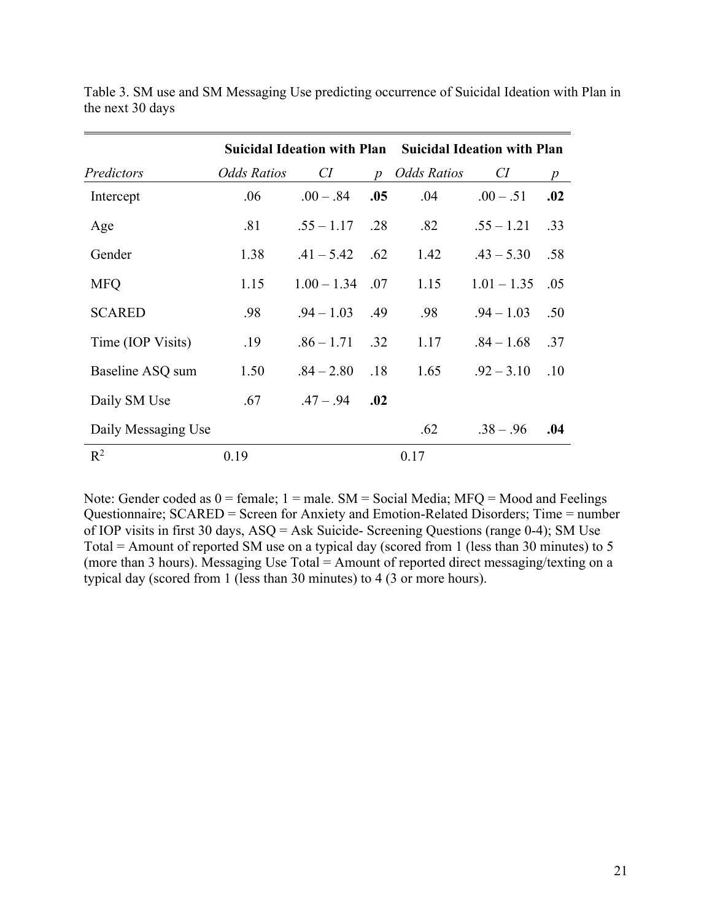Table 3. SM use and SM Messaging Use predicting occurrence of Suicidal Ideation with Plan in the next 30 days

| | **Suicidal Ideation with Plan** | | | **Suicidal Ideation with Plan** | | |
|---|---|---|---|---|---|---|
| *Predictors* | *Odds Ratios* | *CI* | *p* | *Odds Ratios* | *CI* | *p* |
| Intercept | .06 | .00 – .84 | **.05** | .04 | .00 – .51 | **.02** |
| Age | .81 | .55 – 1.17 | .28 | .82 | .55 – 1.21 | .33 |
| Gender | 1.38 | .41 – 5.42 | .62 | 1.42 | .43 – 5.30 | .58 |
| MFQ | 1.15 | 1.00 – 1.34 | .07 | 1.15 | 1.01 – 1.35 | .05 |
| SCARED | .98 | .94 – 1.03 | .49 | .98 | .94 – 1.03 | .50 |
| Time (IOP Visits) | .19 | .86 – 1.71 | .32 | 1.17 | .84 – 1.68 | .37 |
| Baseline ASQ sum | 1.50 | .84 – 2.80 | .18 | 1.65 | .92 – 3.10 | .10 |
| Daily SM Use | .67 | .47 – .94 | **.02** | | | |
| Daily Messaging Use | | | | .62 | .38 – .96 | **.04** |
| $R^2$ | 0.19 | | | 0.17 | | |

Note: Gender coded as 0 = female; 1 = male. SM = Social Media; MFQ = Mood and Feelings Questionnaire; SCARED = Screen for Anxiety and Emotion-Related Disorders; Time = number of IOP visits in first 30 days, ASQ = Ask Suicide- Screening Questions (range 0-4); SM Use Total = Amount of reported SM use on a typical day (scored from 1 (less than 30 minutes) to 5 (more than 3 hours). Messaging Use Total = Amount of reported direct messaging/texting on a typical day (scored from 1 (less than 30 minutes) to 4 (3 or more hours).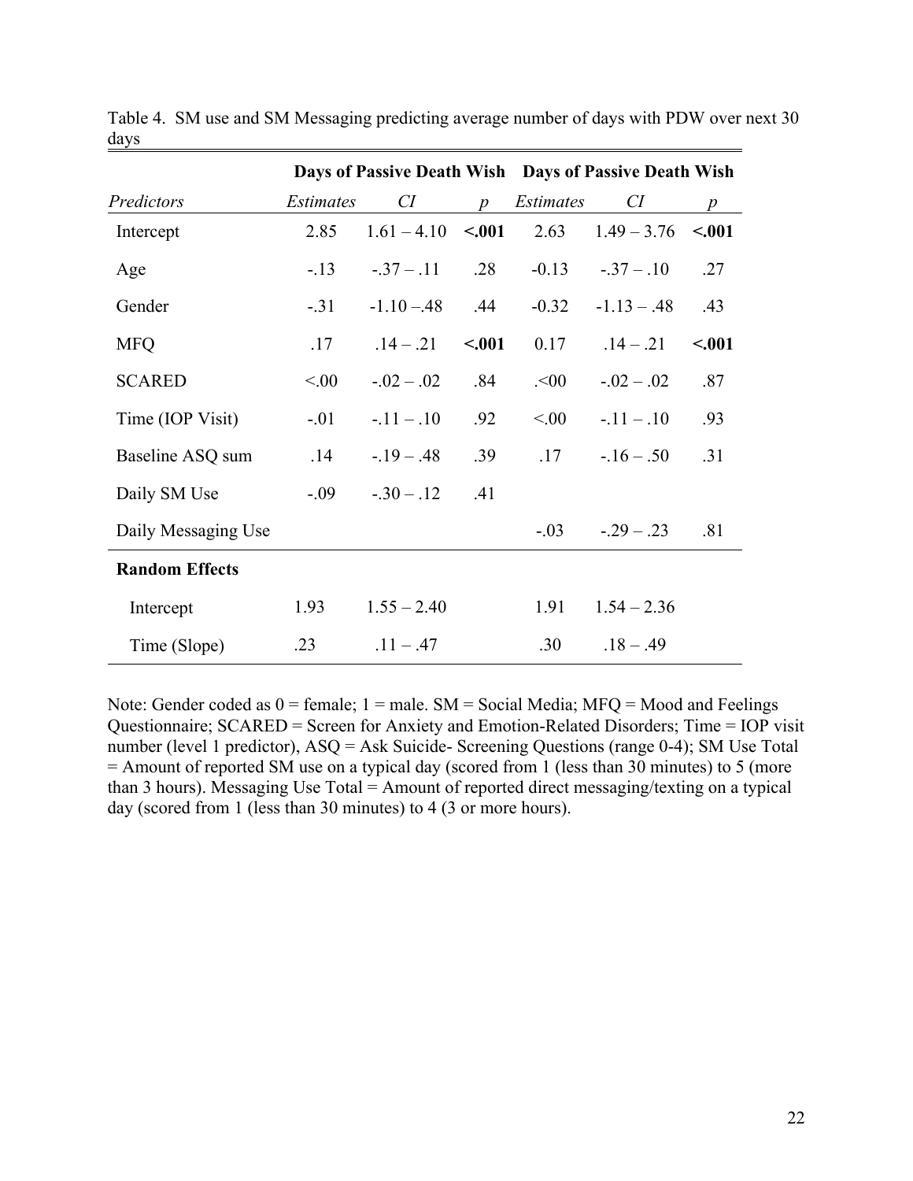Table 4. SM use and SM Messaging predicting average number of days with PDW over next 30 days

| | **Days of Passive Death Wish** | | | **Days of Passive Death Wish** | | |
|---|---|---|---|---|---|---|
| *Predictors* | *Estimates* | *CI* | *p* | *Estimates* | *CI* | *p* |
| Intercept | 2.85 | 1.61 – 4.10 | **<.001** | 2.63 | 1.49 – 3.76 | **<.001** |
| Age | -.13 | -.37 – .11 | .28 | -0.13 | -.37 – .10 | .27 |
| Gender | -.31 | -1.10 –.48 | .44 | -0.32 | -1.13 – .48 | .43 |
| MFQ | .17 | .14 – .21 | **<.001** | 0.17 | .14 – .21 | **<.001** |
| SCARED | <.00 | -.02 – .02 | .84 | .<00 | -.02 – .02 | .87 |
| Time (IOP Visit) | -.01 | -.11 – .10 | .92 | <.00 | -.11 – .10 | .93 |
| Baseline ASQ sum | .14 | -.19 – .48 | .39 | .17 | -.16 – .50 | .31 |
| Daily SM Use | -.09 | -.30 – .12 | .41 | | | |
| Daily Messaging Use | | | | -.03 | -.29 – .23 | .81 |
| **Random Effects** | | | | | | |
| Intercept | 1.93 | 1.55 – 2.40 | | 1.91 | 1.54 – 2.36 | |
| Time (Slope) | .23 | .11 – .47 | | .30 | .18 – .49 | |

Note: Gender coded as 0 = female; 1 = male. SM = Social Media; MFQ = Mood and Feelings Questionnaire; SCARED = Screen for Anxiety and Emotion-Related Disorders; Time = IOP visit number (level 1 predictor), ASQ = Ask Suicide- Screening Questions (range 0-4); SM Use Total = Amount of reported SM use on a typical day (scored from 1 (less than 30 minutes) to 5 (more than 3 hours). Messaging Use Total = Amount of reported direct messaging/texting on a typical day (scored from 1 (less than 30 minutes) to 4 (3 or more hours).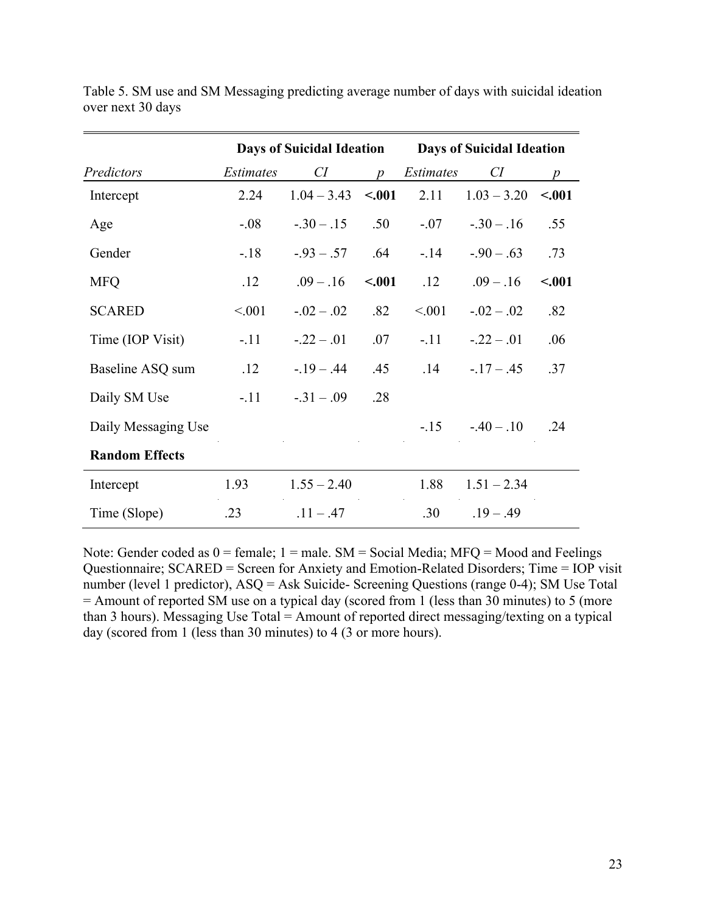Table 5. SM use and SM Messaging predicting average number of days with suicidal ideation over next 30 days

| | **Days of Suicidal Ideation** | | | **Days of Suicidal Ideation** | | |
|---|---|---|---|---|---|---|
| *Predictors* | *Estimates* | *CI* | *p* | *Estimates* | *CI* | *p* |
| Intercept | 2.24 | 1.04 – 3.43 | **<.001** | 2.11 | 1.03 – 3.20 | **<.001** |
| Age | -.08 | -.30 – .15 | .50 | -.07 | -.30 – .16 | .55 |
| Gender | -.18 | -.93 – .57 | .64 | -.14 | -.90 – .63 | .73 |
| MFQ | .12 | .09 – .16 | **<.001** | .12 | .09 – .16 | **<.001** |
| SCARED | <.001 | -.02 – .02 | .82 | <.001 | -.02 – .02 | .82 |
| Time (IOP Visit) | -.11 | -.22 – .01 | .07 | -.11 | -.22 – .01 | .06 |
| Baseline ASQ sum | .12 | -.19 – .44 | .45 | .14 | -.17 – .45 | .37 |
| Daily SM Use | -.11 | -.31 – .09 | .28 | | | |
| Daily Messaging Use | | | | -.15 | -.40 – .10 | .24 |
| **Random Effects** | | | | | | |
| Intercept | 1.93 | 1.55 – 2.40 | | 1.88 | 1.51 – 2.34 | |
| Time (Slope) | .23 | .11 – .47 | | .30 | .19 – .49 | |

Note: Gender coded as 0 = female; 1 = male. SM = Social Media; MFQ = Mood and Feelings Questionnaire; SCARED = Screen for Anxiety and Emotion-Related Disorders; Time = IOP visit number (level 1 predictor), ASQ = Ask Suicide- Screening Questions (range 0-4); SM Use Total = Amount of reported SM use on a typical day (scored from 1 (less than 30 minutes) to 5 (more than 3 hours). Messaging Use Total = Amount of reported direct messaging/texting on a typical day (scored from 1 (less than 30 minutes) to 4 (3 or more hours).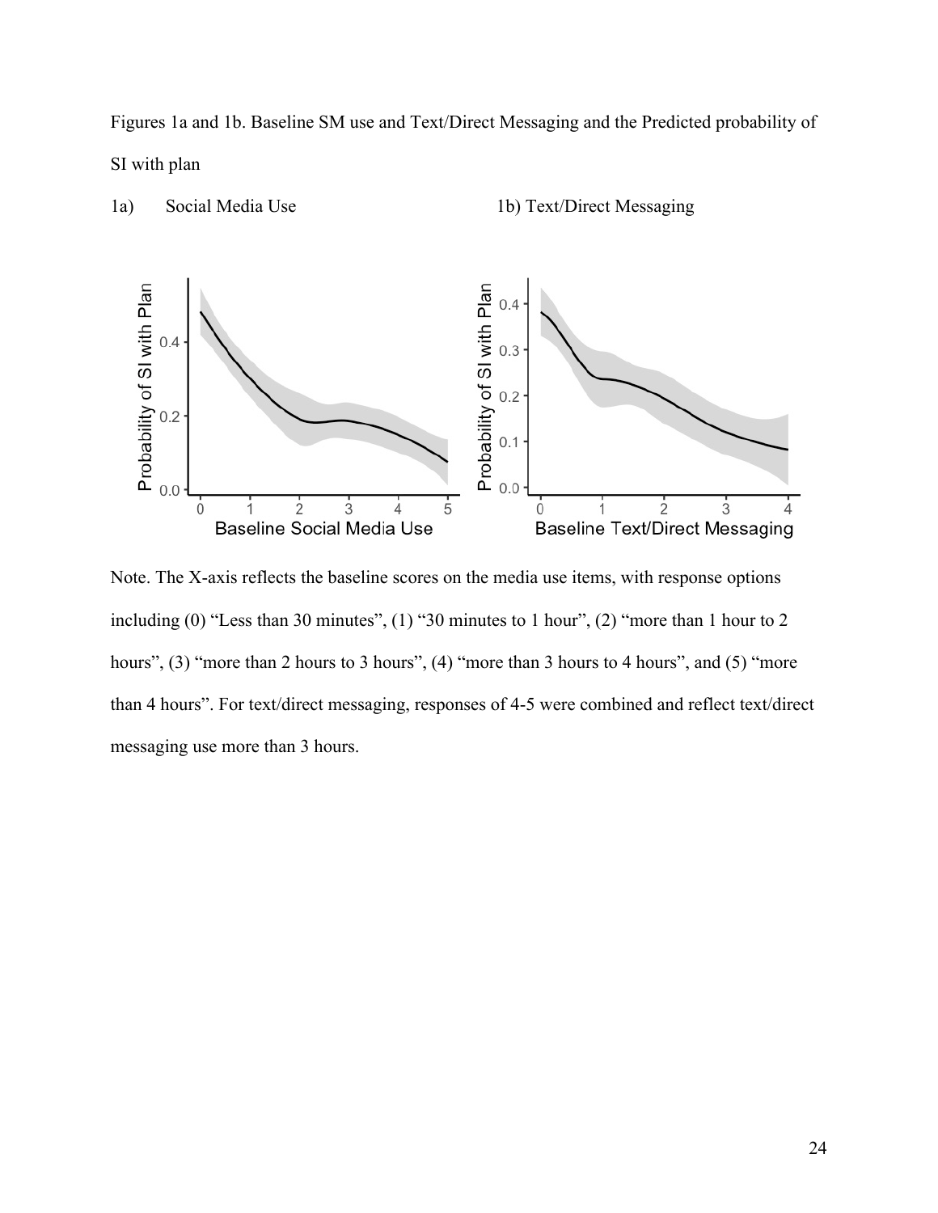Figures 1a and 1b. Baseline SM use and Text/Direct Messaging and the Predicted probability of SI with plan

1a) Social Media Use

1b) Text/Direct Messaging

Note. The X-axis reflects the baseline scores on the media use items, with response options including (0) “Less than 30 minutes”, (1) “30 minutes to 1 hour”, (2) “more than 1 hour to 2 hours”, (3) “more than 2 hours to 3 hours”, (4) “more than 3 hours to 4 hours”, and (5) “more than 4 hours”. For text/direct messaging, responses of 4-5 were combined and reflect text/direct messaging use more than 3 hours.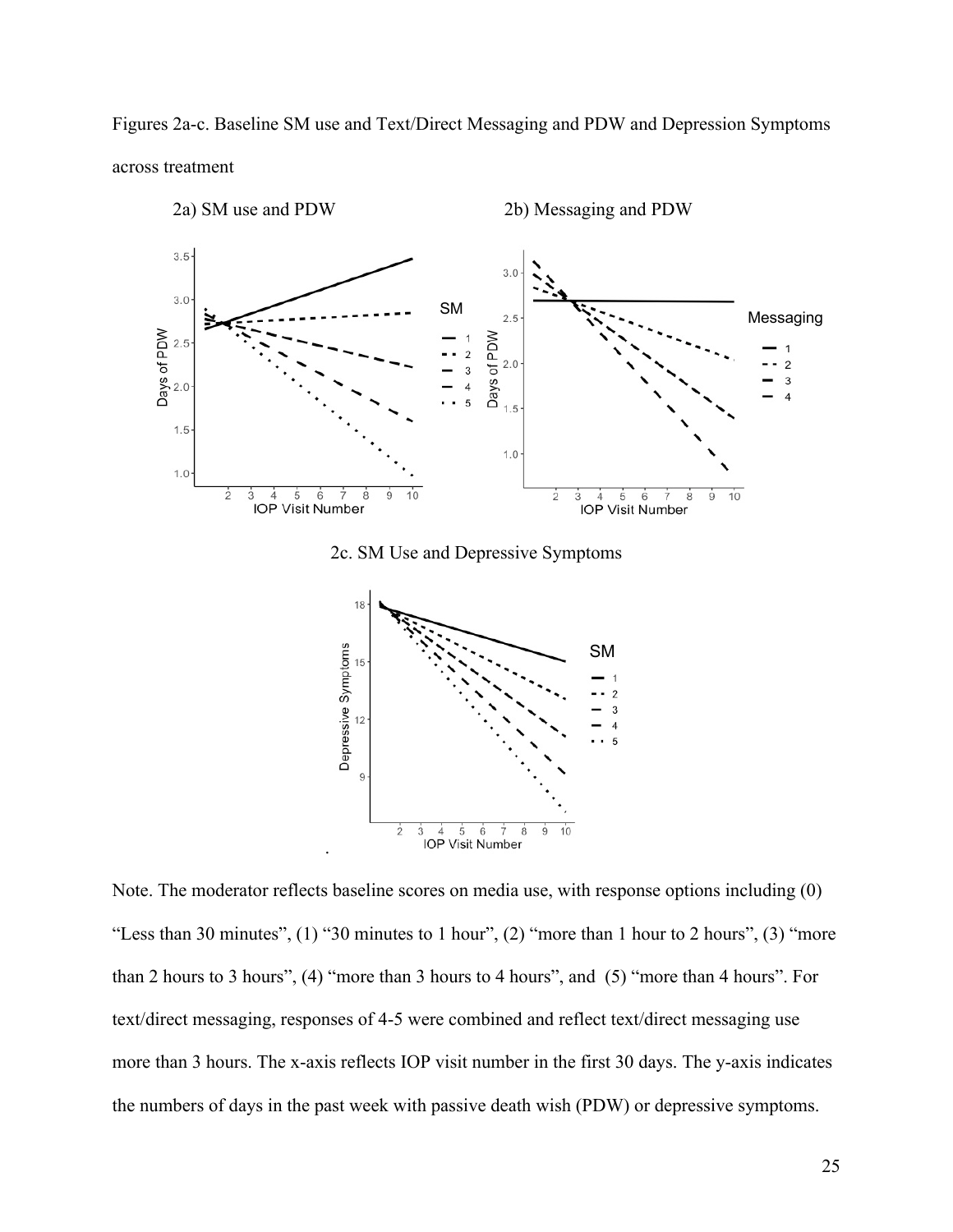Figures 2a-c. Baseline SM use and Text/Direct Messaging and PDW and Depression Symptoms across treatment

2a) SM use and PDW

3.5
3.0
2.5
2.0
1.5
1.0
Days of PDW
2 3 4 5 6 7 8 9 10
IOP Visit Number
SM
1
2
3
4
5

2b) Messaging and PDW

3.0
2.5
2.0
1.5
1.0
Days of PDW
2 3 4 5 6 7 8 9 10
IOP Visit Number
Messaging
1
2
3
4

2c. SM Use and Depressive Symptoms

18
15
12
9
Depressive Symptoms
2 3 4 5 6 7 8 9 10
IOP Visit Number
SM
1
2
3
4
5

Note. The moderator reflects baseline scores on media use, with response options including (0) "Less than 30 minutes", (1) "30 minutes to 1 hour", (2) "more than 1 hour to 2 hours", (3) "more than 2 hours to 3 hours", (4) "more than 3 hours to 4 hours", and (5) "more than 4 hours". For text/direct messaging, responses of 4-5 were combined and reflect text/direct messaging use more than 3 hours. The x-axis reflects IOP visit number in the first 30 days. The y-axis indicates the numbers of days in the past week with passive death wish (PDW) or depressive symptoms.